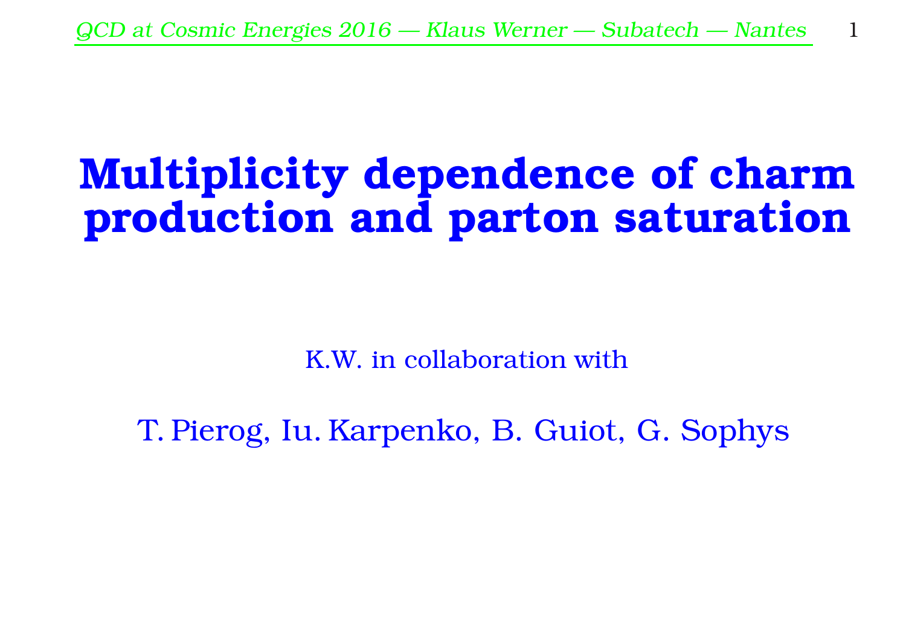# Multiplicity dependence of charm production and parton saturation

K.W. in collaboration with

T. Pierog, Iu. Karpenko, B. Guiot, G. Sophys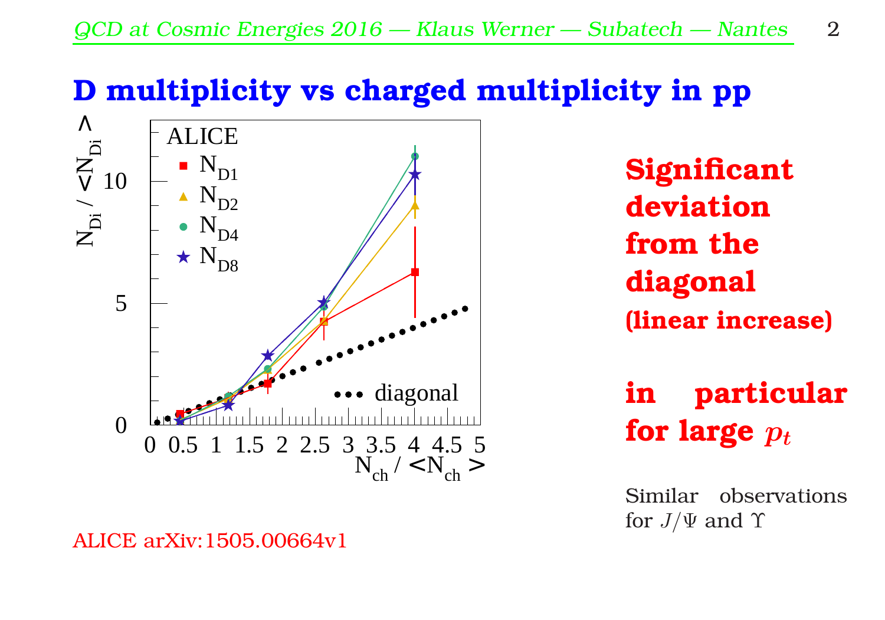# D multiplicity vs charged multiplicity in pp

**Significant deviation from the diagonal (linear increase)**

**in particular for large $p_t$**

Similar observations for $J/\Psi$ and $\Upsilon$

ALICE arXiv:1505.00664v1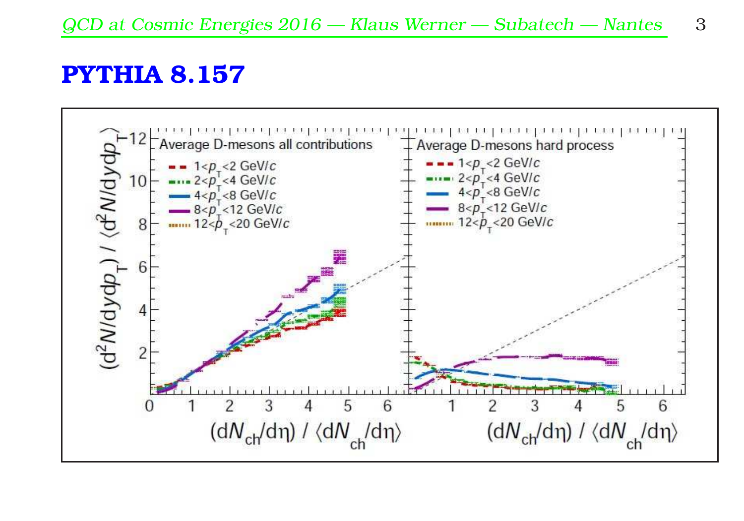# PYTHIA 8.157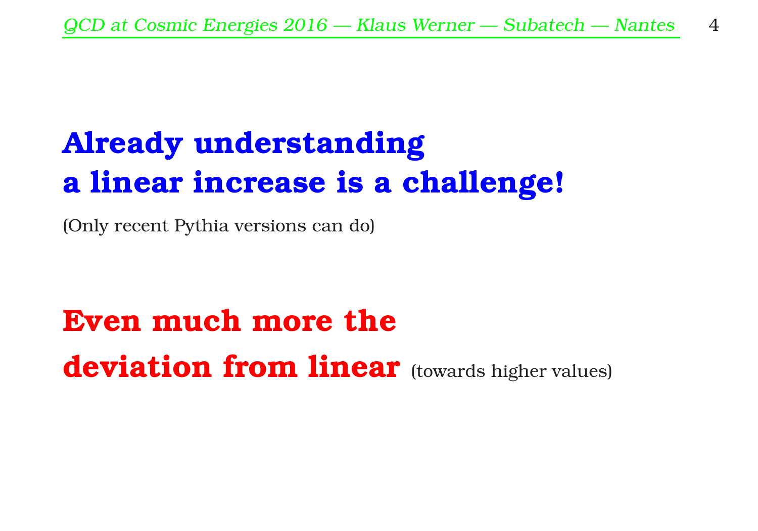# Already understanding a linear increase is a challenge!

(Only recent Pythia versions can do)

# Even much more the deviation from linear (towards higher values)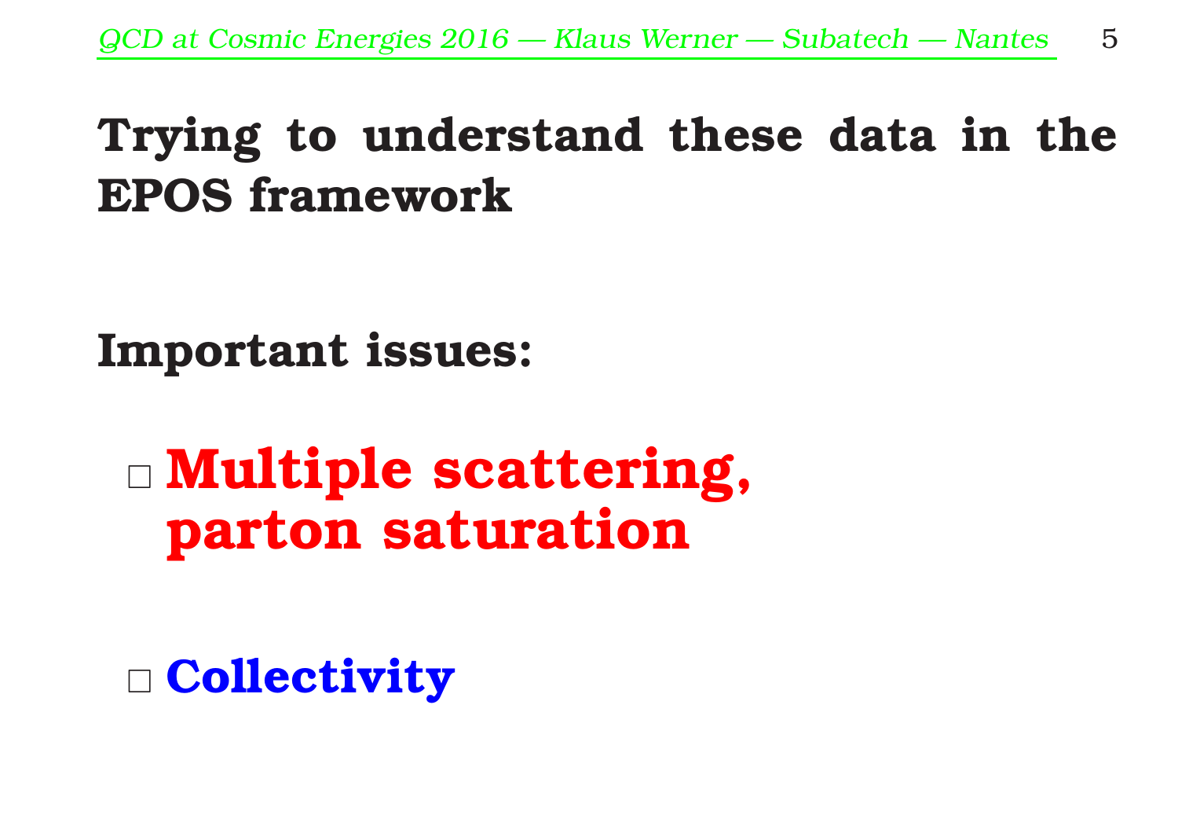# Trying to understand these data in the EPOS framework

**Important issues:**

- **Multiple scattering, parton saturation**
- **Collectivity**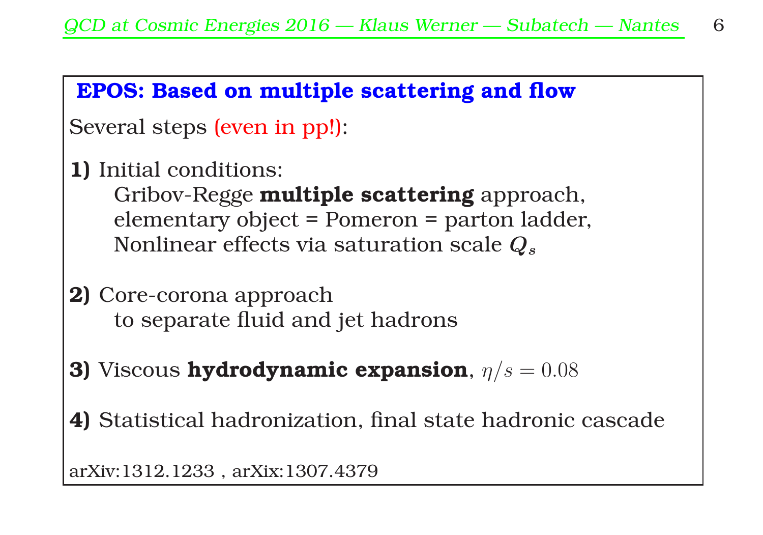## EPOS: Based on multiple scattering and flow

Several steps (even in pp!):

**1)** Initial conditions:
Gribov-Regge **multiple scattering** approach,
elementary object = Pomeron = parton ladder,
Nonlinear effects via saturation scale $Q_s$

**2)** Core-corona approach
to separate fluid and jet hadrons

**3)** Viscous **hydrodynamic expansion**, $\eta/s = 0.08$

**4)** Statistical hadronization, final state hadronic cascade

arXiv:1312.1233 , arXix:1307.4379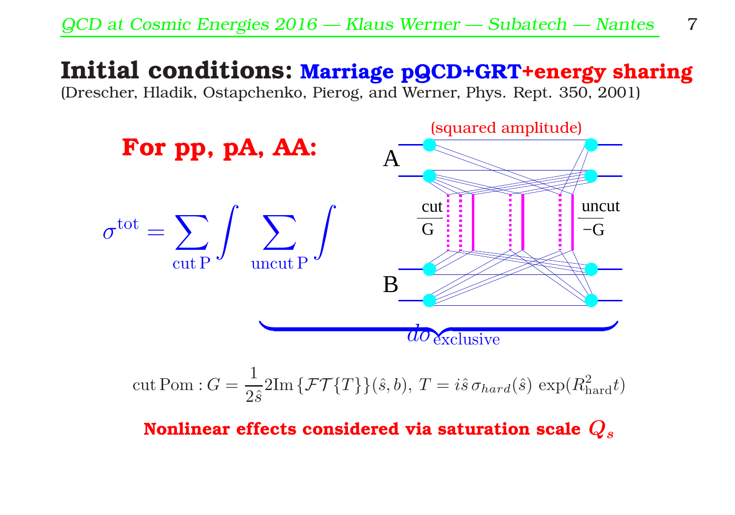# Initial conditions: Marriage pQCD+GRT+energy sharing

(Drescher, Hladik, Ostapchenko, Pierog, and Werner, Phys. Rept. 350, 2001)

**For pp, pA, AA:**

$$\underbrace{\sigma^{\rm tot} = \sum_{\rm cut\,P} \int \sum_{\rm uncut\,P} \int \quad \text{(squared amplitude)}}_{d\sigma_{\rm exclusive}}$$

(diagram labels: A, B, cut G, uncut −G)

$$\mathrm{cut\,Pom}: G = \frac{1}{2\hat{s}} 2\mathrm{Im}\left\{\mathcal{FT}\{T\}\right\}(\hat{s}, b),\; T = i\hat{s}\,\sigma_{hard}(\hat{s})\,\exp(R_{\rm hard}^2 t)$$

**Nonlinear effects considered via saturation scale $Q_s$**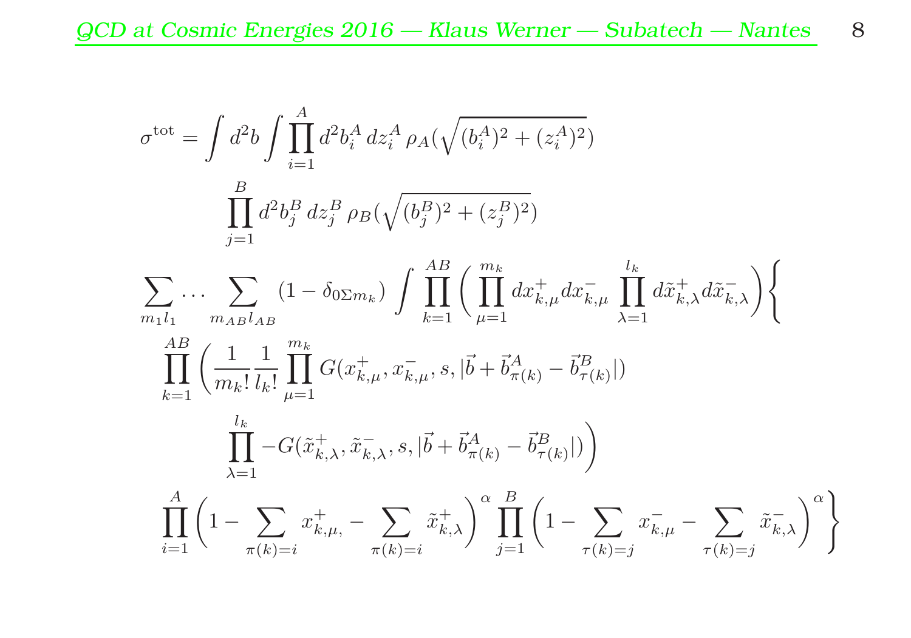$$
\begin{aligned}
\sigma^{\mathrm{tot}} = & \int d^2b \int \prod_{i=1}^{A} d^2b_i^A \, dz_i^A \, \rho_A\left(\sqrt{(b_i^A)^2 + (z_i^A)^2}\right) \\
& \prod_{j=1}^{B} d^2b_j^B \, dz_j^B \, \rho_B\left(\sqrt{(b_j^B)^2 + (z_j^B)^2}\right) \\
& \sum_{m_1 l_1} \ldots \sum_{m_{AB} l_{AB}} (1 - \delta_{0\Sigma m_k}) \int \prod_{k=1}^{AB} \left( \prod_{\mu=1}^{m_k} dx_{k,\mu}^+ dx_{k,\mu}^- \prod_{\lambda=1}^{l_k} d\tilde{x}_{k,\lambda}^+ d\tilde{x}_{k,\lambda}^- \right) \Bigg\{ \\
& \prod_{k=1}^{AB} \left( \frac{1}{m_k!} \frac{1}{l_k!} \prod_{\mu=1}^{m_k} G(x_{k,\mu}^+, x_{k,\mu}^-, s, |\vec{b} + \vec{b}_{\pi(k)}^A - \vec{b}_{\tau(k)}^B|) \right. \\
& \left. \prod_{\lambda=1}^{l_k} -G(\tilde{x}_{k,\lambda}^+, \tilde{x}_{k,\lambda}^-, s, |\vec{b} + \vec{b}_{\pi(k)}^A - \vec{b}_{\tau(k)}^B|) \right) \\
& \prod_{i=1}^{A} \left( 1 - \sum_{\pi(k)=i} x_{k,\mu,}^+ - \sum_{\pi(k)=i} \tilde{x}_{k,\lambda}^+ \right)^{\alpha} \prod_{j=1}^{B} \left( 1 - \sum_{\tau(k)=j} x_{k,\mu}^- - \sum_{\tau(k)=j} \tilde{x}_{k,\lambda}^- \right)^{\alpha} \Bigg\}
\end{aligned}
$$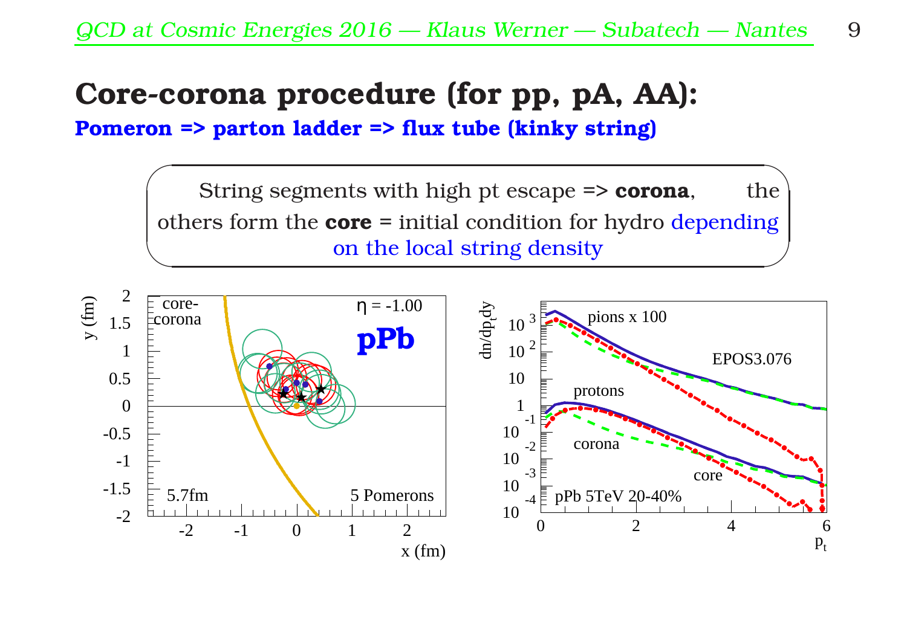# Core-corona procedure (for pp, pA, AA):

**Pomeron => parton ladder => flux tube (kinky string)**

String segments with high pt escape => **corona**, the others form the **core** = initial condition for hydro depending on the local string density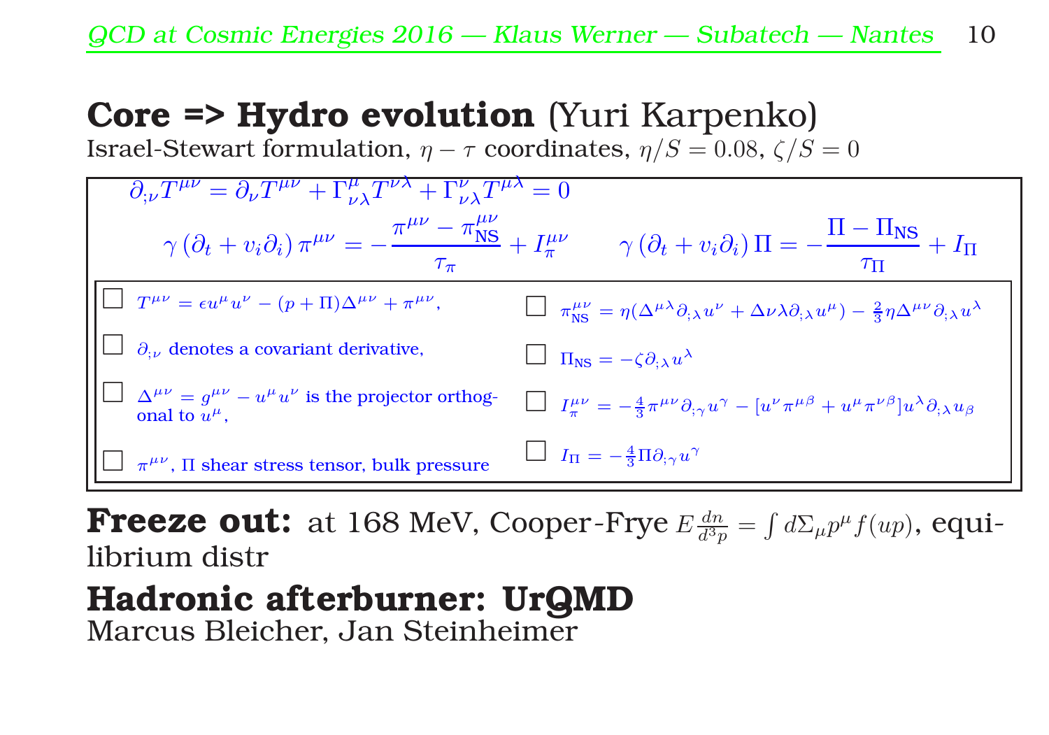# **Core => Hydro evolution** (Yuri Karpenko)

Israel-Stewart formulation, $\eta-\tau$ coordinates, $\eta/S = 0.08$, $\zeta/S = 0$

$$\partial_{;\nu}T^{\mu\nu} = \partial_\nu T^{\mu\nu} + \Gamma^\mu_{\nu\lambda}T^{\nu\lambda} + \Gamma^\nu_{\nu\lambda}T^{\mu\lambda} = 0$$

$$\gamma\left(\partial_t + v_i\partial_i\right)\pi^{\mu\nu} = -\frac{\pi^{\mu\nu} - \pi^{\mu\nu}_{\mathrm{NS}}}{\tau_\pi} + I^{\mu\nu}_\pi \qquad \gamma\left(\partial_t + v_i\partial_i\right)\Pi = -\frac{\Pi - \Pi_{\mathrm{NS}}}{\tau_\Pi} + I_\Pi$$

- ☐ $T^{\mu\nu} = \epsilon u^\mu u^\nu - (p+\Pi)\Delta^{\mu\nu} + \pi^{\mu\nu}$,
- ☐ $\partial_{;\nu}$ denotes a covariant derivative,
- ☐ $\Delta^{\mu\nu} = g^{\mu\nu} - u^\mu u^\nu$ is the projector orthogonal to $u^\mu$,
- ☐ $\pi^{\mu\nu}$, $\Pi$ shear stress tensor, bulk pressure
- ☐ $\pi^{\mu\nu}_{\mathrm{NS}} = \eta(\Delta^{\mu\lambda}\partial_{;\lambda}u^\nu + \Delta\nu\lambda\partial_{;\lambda}u^\mu) - \frac{2}{3}\eta\Delta^{\mu\nu}\partial_{;\lambda}u^\lambda$
- ☐ $\Pi_{\mathrm{NS}} = -\zeta\partial_{;\lambda}u^\lambda$
- ☐ $I^{\mu\nu}_\pi = -\frac{4}{3}\pi^{\mu\nu}\partial_{;\gamma}u^\gamma - [u^\nu\pi^{\mu\beta} + u^\mu\pi^{\nu\beta}]u^\lambda\partial_{;\lambda}u_\beta$
- ☐ $I_\Pi = -\frac{4}{3}\Pi\partial_{;\gamma}u^\gamma$

**Freeze out:** at 168 MeV, Cooper-Frye $E\frac{dn}{d^3p} = \int d\Sigma_\mu p^\mu f(up)$, equilibrium distr

## **Hadronic afterburner: UrQMD**

Marcus Bleicher, Jan Steinheimer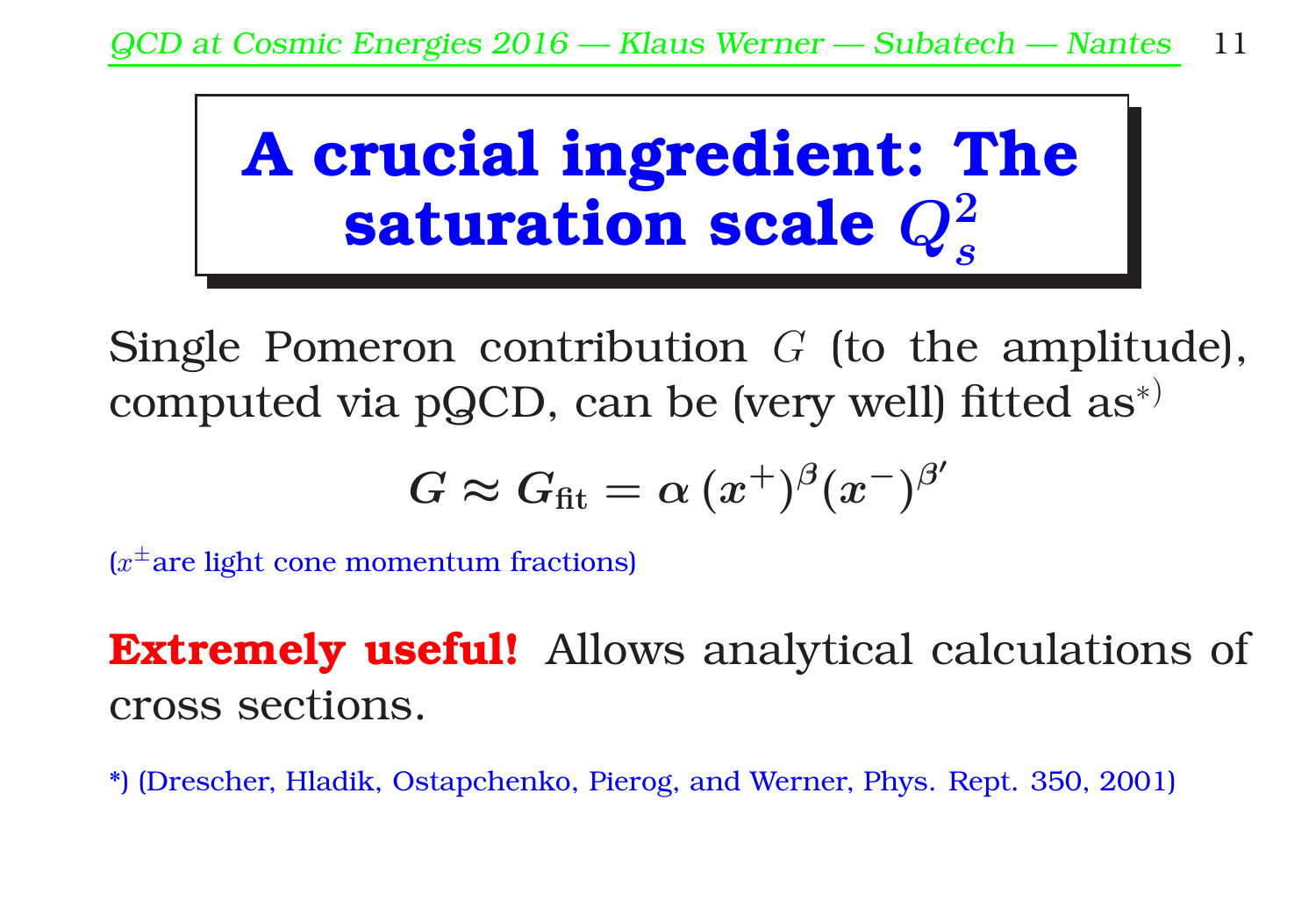# A crucial ingredient: The saturation scale $Q_s^2$

Single Pomeron contribution $G$ (to the amplitude), computed via pQCD, can be (very well) fitted as*)

$$G \approx G_{\mathrm{fit}} = \alpha\,(x^+)^{\beta}(x^-)^{\beta'}$$

($x^{\pm}$are light cone momentum fractions)

**Extremely useful!** Allows analytical calculations of cross sections.

*) (Drescher, Hladik, Ostapchenko, Pierog, and Werner, Phys. Rept. 350, 2001)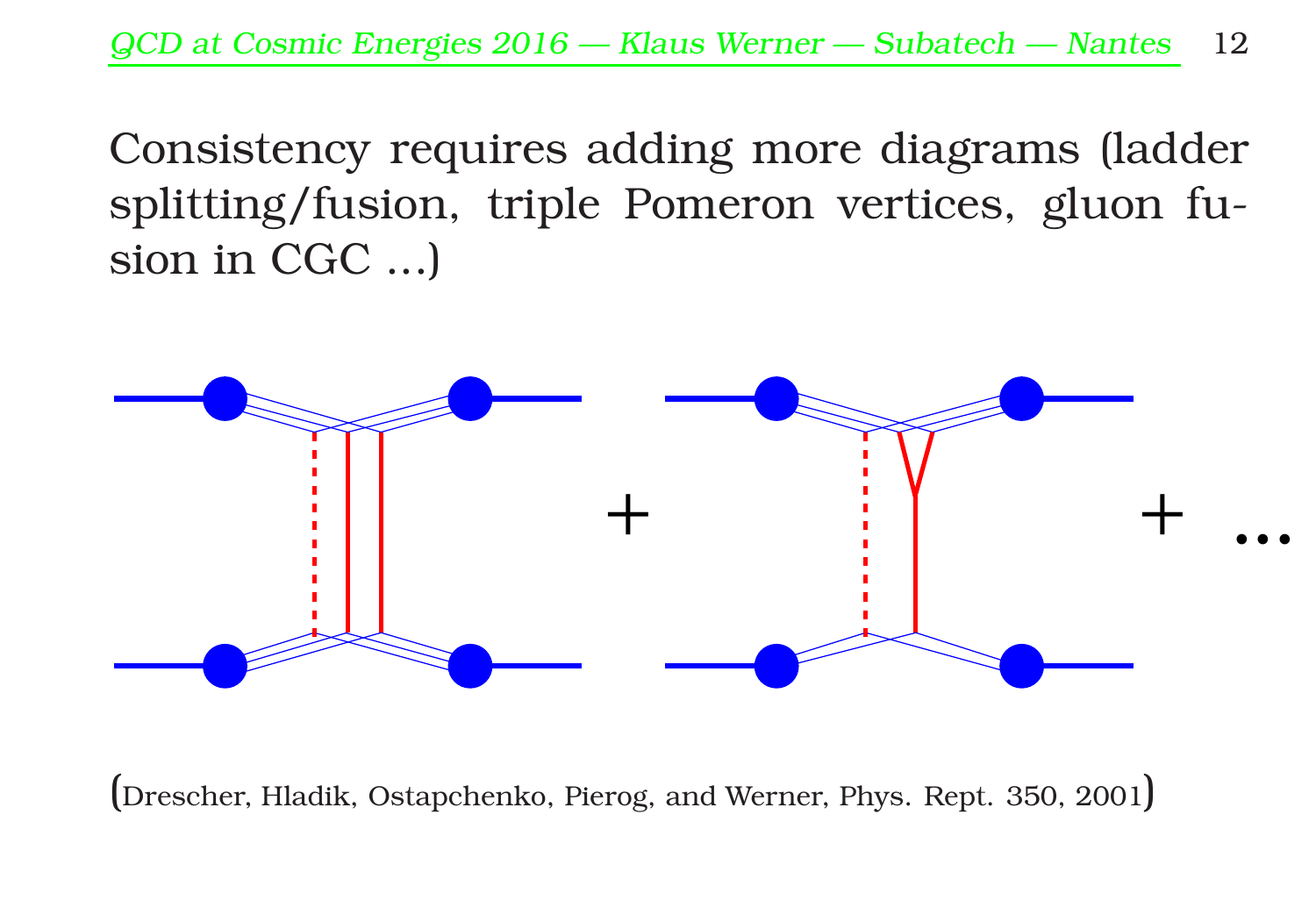Consistency requires adding more diagrams (ladder splitting/fusion, triple Pomeron vertices, gluon fusion in CGC ...)

(Drescher, Hladik, Ostapchenko, Pierog, and Werner, Phys. Rept. 350, 2001)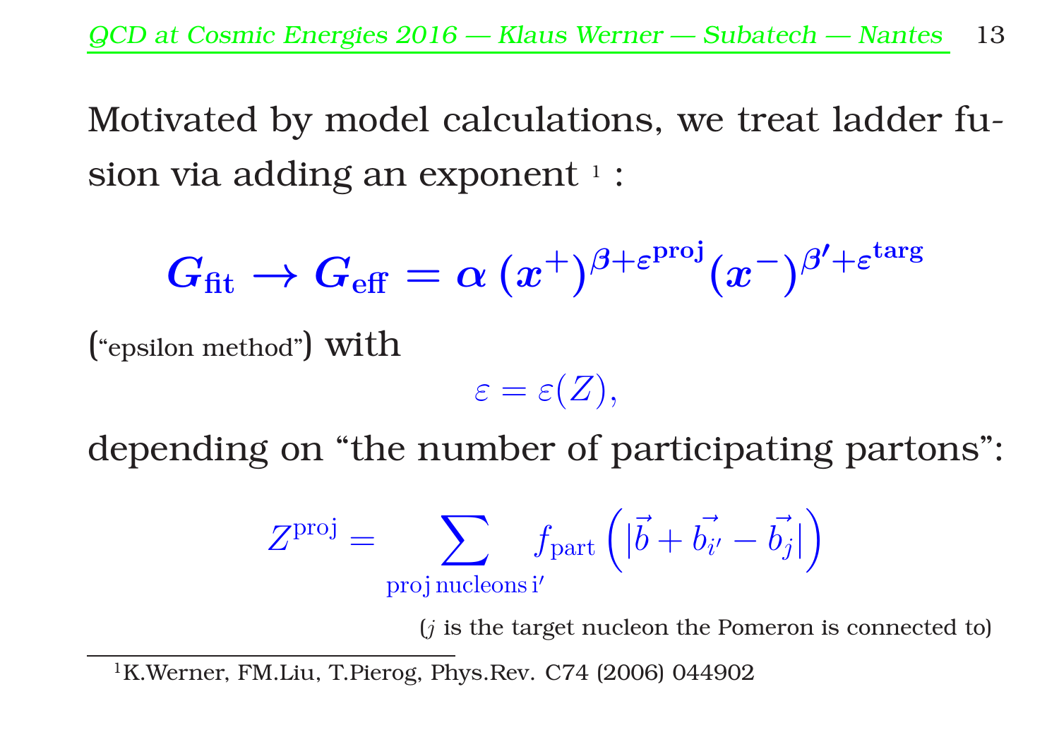Motivated by model calculations, we treat ladder fusion via adding an exponent [1] :

$$\boldsymbol{G_{\mathrm{fit}} \rightarrow G_{\mathrm{eff}} = \alpha\,(x^{+})^{\beta+\varepsilon^{\mathrm{proj}}}(x^{-})^{\beta'+\varepsilon^{\mathrm{targ}}}}$$

("epsilon method") with

$$\varepsilon = \varepsilon(Z),$$

depending on "the number of participating partons":

$$Z^{\mathrm{proj}} = \sum_{\mathrm{proj\,nucleons\,i'}} f_{\mathrm{part}}\left(|\vec{b} + \vec{b_{i'}} - \vec{b_j}|\right)$$

($j$ is the target nucleon the Pomeron is connected to)

[1] K.Werner, FM.Liu, T.Pierog, Phys.Rev. C74 (2006) 044902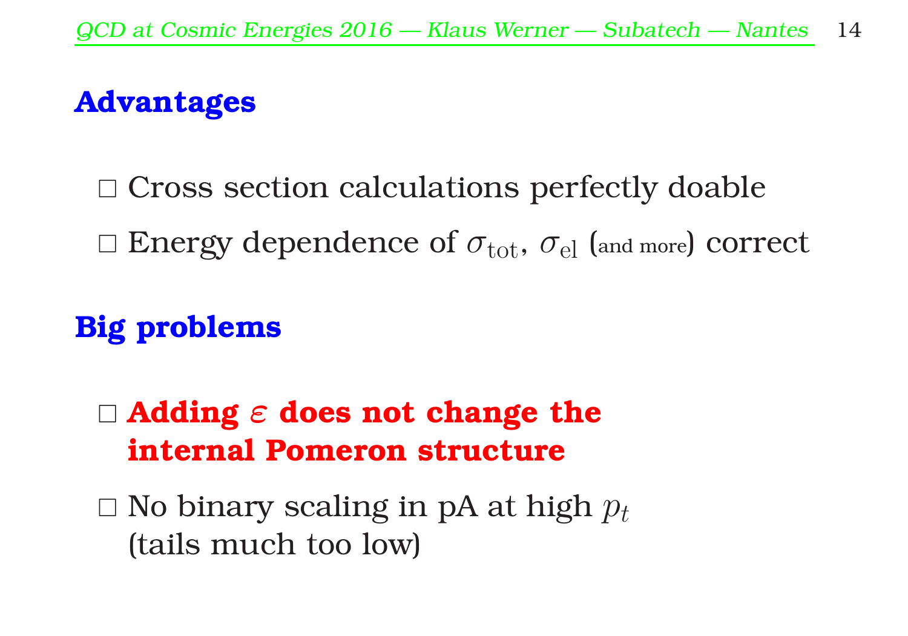## Advantages

- Cross section calculations perfectly doable
- Energy dependence of $\sigma_{\mathrm{tot}}$, $\sigma_{\mathrm{el}}$ (and more) correct

## Big problems

- **Adding $\varepsilon$ does not change the internal Pomeron structure**
- No binary scaling in pA at high $p_t$ (tails much too low)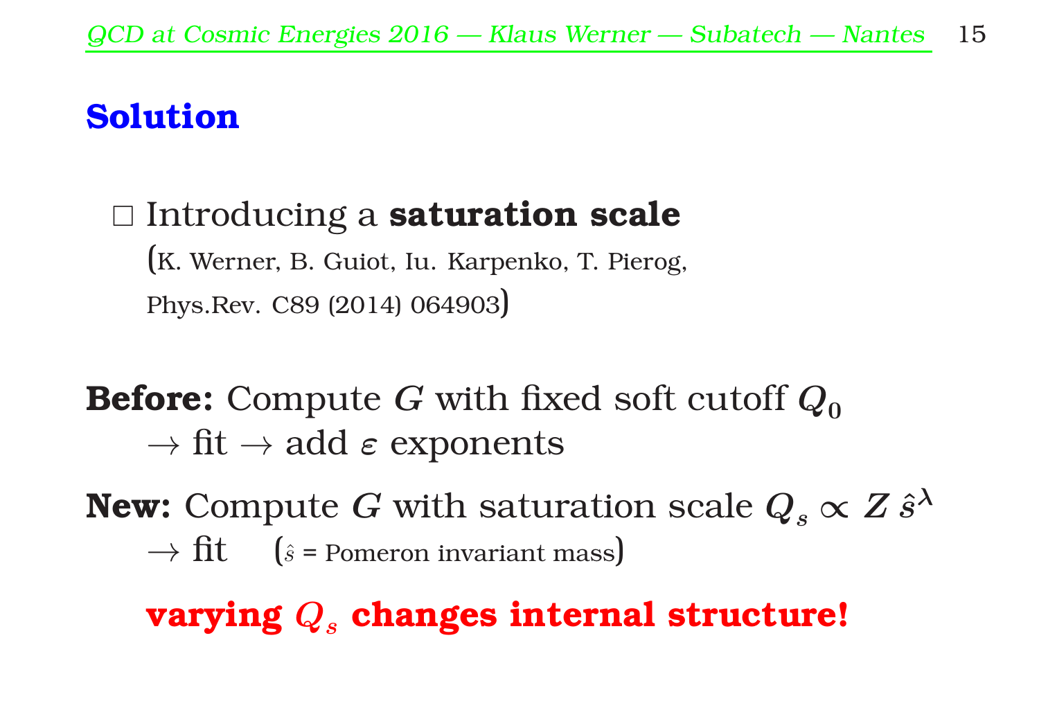# Solution

- □ Introducing a **saturation scale**
  (K. Werner, B. Guiot, Iu. Karpenko, T. Pierog, Phys.Rev. C89 (2014) 064903)

**Before:** Compute $G$ with fixed soft cutoff $Q_0$
$\rightarrow$ fit $\rightarrow$ add $\varepsilon$ exponents

**New:** Compute $G$ with saturation scale $Q_s \propto Z\,\hat{s}^{\lambda}$
$\rightarrow$ fit    ($\hat{s}$ = Pomeron invariant mass)

**varying $Q_s$ changes internal structure!**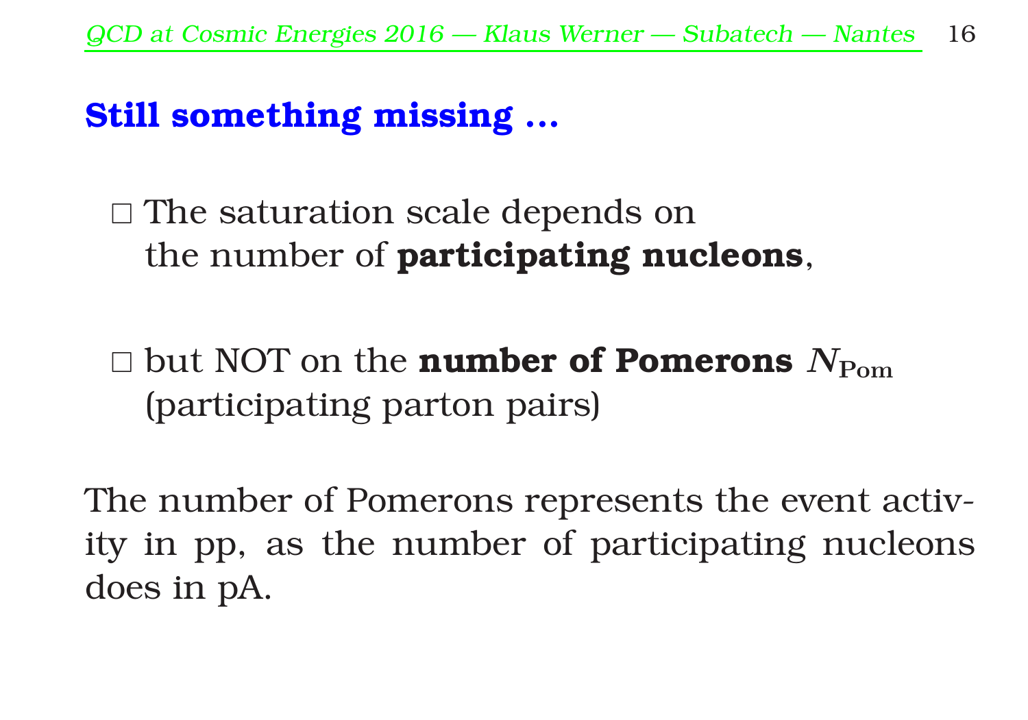## Still something missing ...

- □ The saturation scale depends on the number of **participating nucleons**,
- □ but NOT on the **number of Pomerons** $N_{\mathrm{Pom}}$ (participating parton pairs)

The number of Pomerons represents the event activity in pp, as the number of participating nucleons does in pA.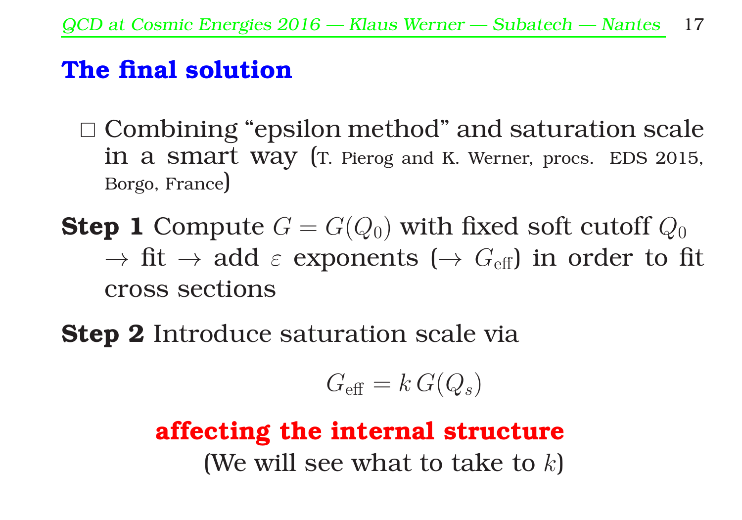## The final solution

- Combining “epsilon method” and saturation scale in a smart way (T. Pierog and K. Werner, procs. EDS 2015, Borgo, France)

**Step 1** Compute $G = G(Q_0)$ with fixed soft cutoff $Q_0$ $\rightarrow$ fit $\rightarrow$ add $\varepsilon$ exponents ($\rightarrow G_{\text{eff}}$) in order to fit cross sections

**Step 2** Introduce saturation scale via

$$G_{\text{eff}} = k\, G(Q_s)$$

**affecting the internal structure**

(We will see what to take to $k$)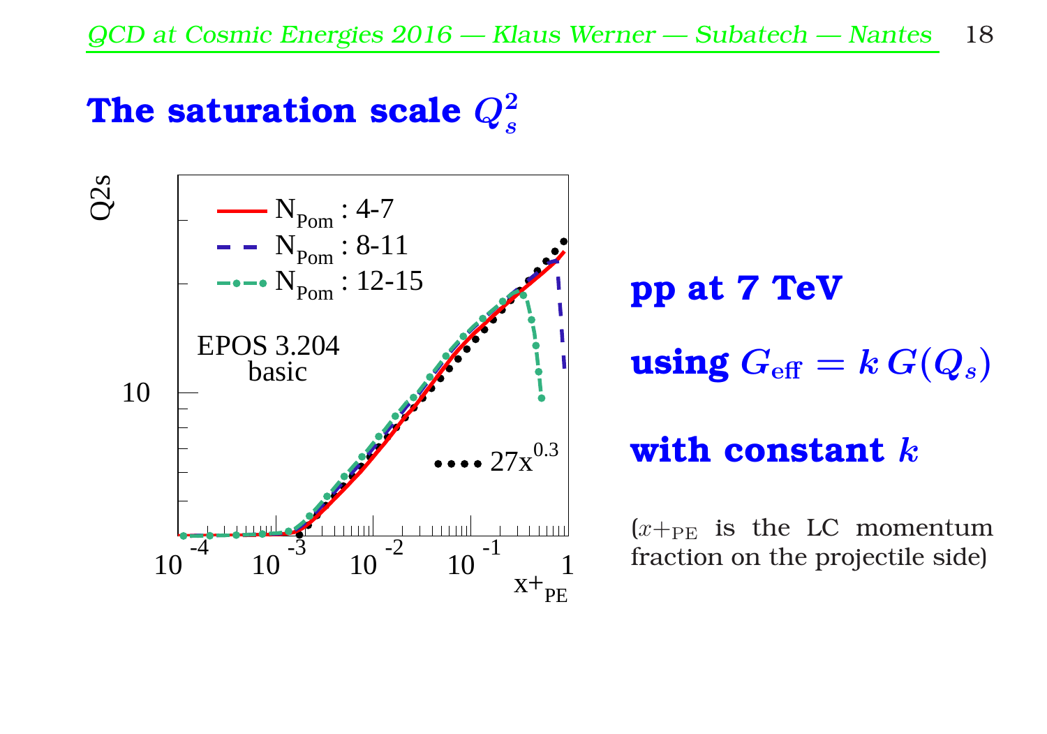# The saturation scale $Q_s^2$

**pp at 7 TeV**

**using $G_{\mathrm{eff}} = k\, G(Q_s)$**

**with constant $k$**

($x+_{\mathrm{PE}}$ is the LC momentum fraction on the projectile side)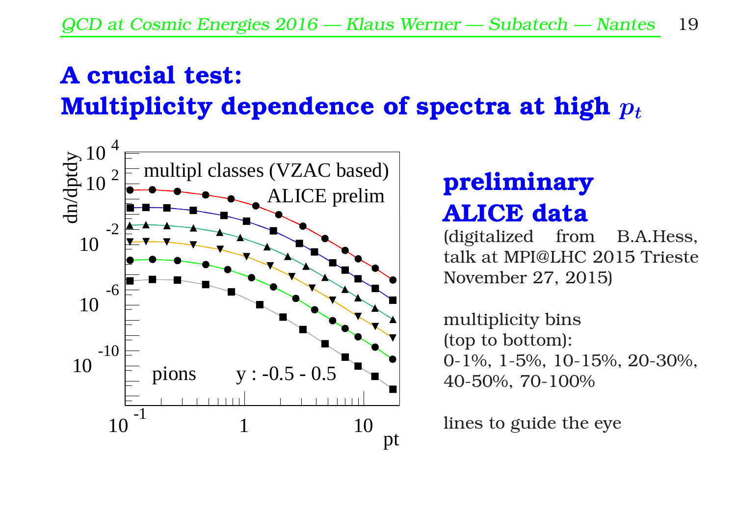# A crucial test:
# Multiplicity dependence of spectra at high $p_t$

## preliminary ALICE data

(digitalized from B.A.Hess, talk at MPI@LHC 2015 Trieste November 27, 2015)

multiplicity bins (top to bottom):
0-1%, 1-5%, 10-15%, 20-30%, 40-50%, 70-100%

lines to guide the eye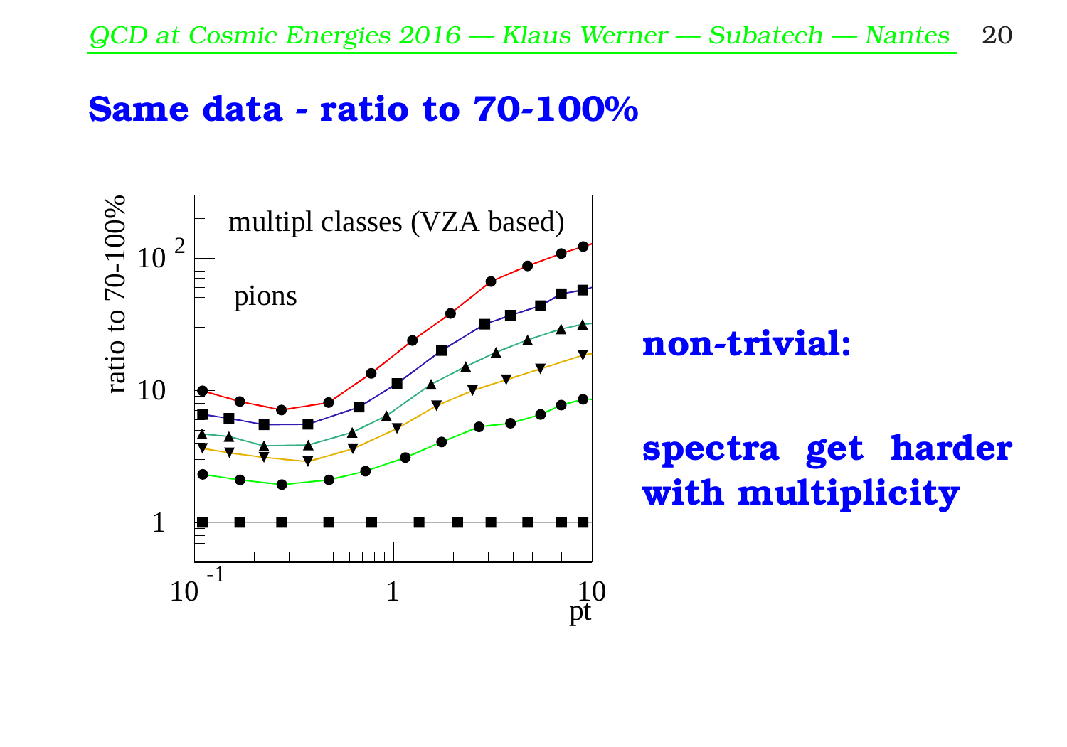# Same data - ratio to 70-100%

**non-trivial:**

**spectra get harder with multiplicity**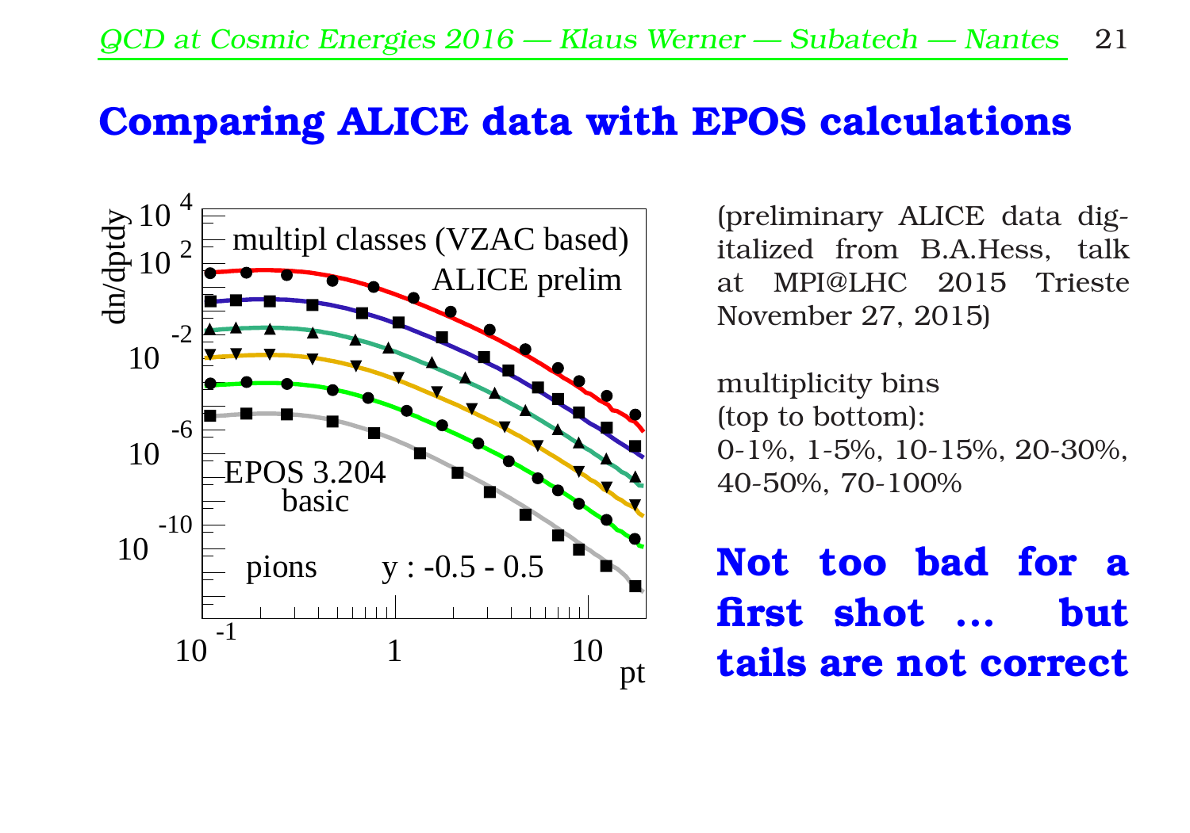# Comparing ALICE data with EPOS calculations

(preliminary ALICE data digitalized from B.A.Hess, talk at MPI@LHC 2015 Trieste November 27, 2015)

multiplicity bins
(top to bottom):
0-1%, 1-5%, 10-15%, 20-30%, 40-50%, 70-100%

**Not too bad for a first shot ... but tails are not correct**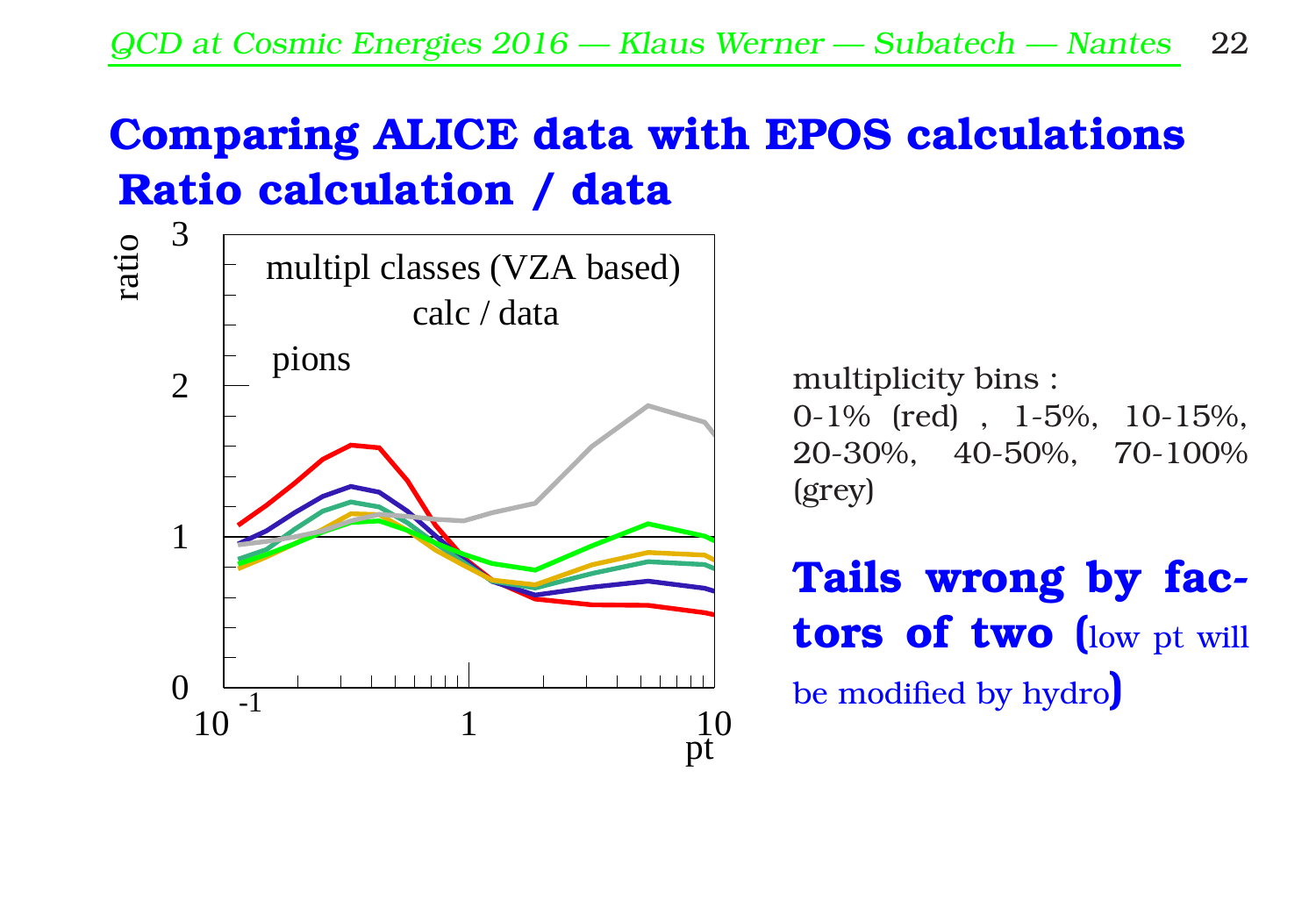# Comparing ALICE data with EPOS calculations

## Ratio calculation / data

multiplicity bins :
0-1% (red) , 1-5%, 10-15%, 20-30%, 40-50%, 70-100% (grey)

**Tails wrong by factors of two (**low pt will be modified by hydro**)**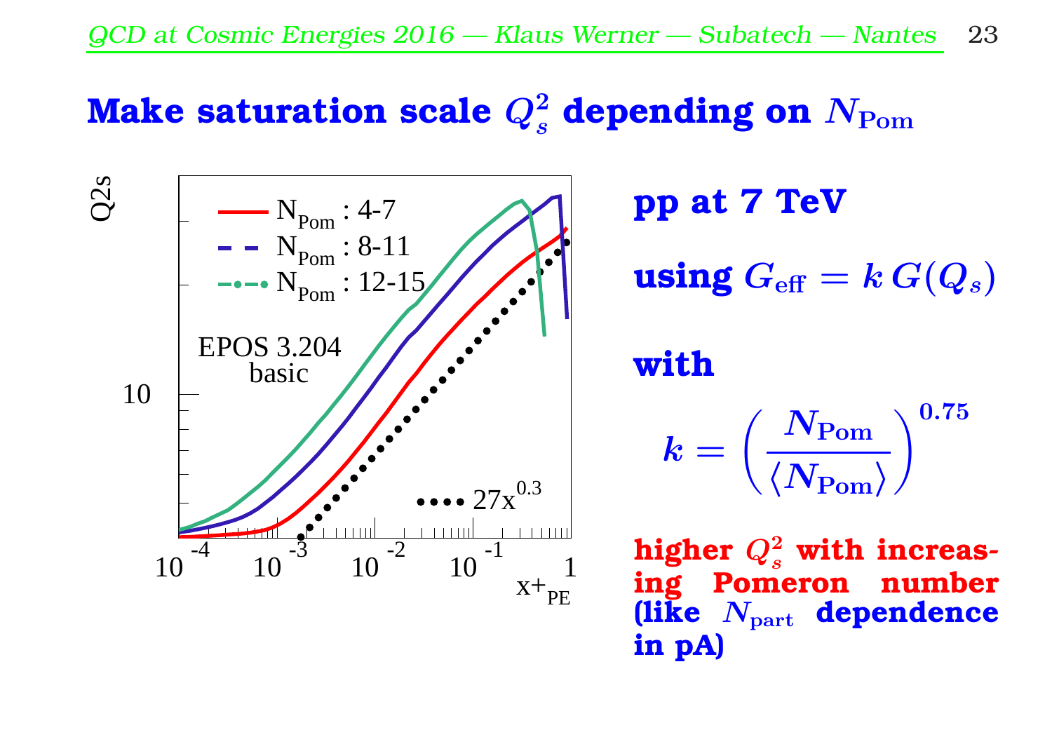# Make saturation scale $Q_s^2$ depending on $N_{\mathrm{Pom}}$

**pp at 7 TeV**

**using $G_{\mathrm{eff}} = k\,G(Q_s)$**

**with**

$$k = \left(\frac{N_{\mathrm{Pom}}}{\langle N_{\mathrm{Pom}} \rangle}\right)^{0.75}$$

**higher $Q_s^2$ with increasing Pomeron number (like $N_{\mathrm{part}}$ dependence in pA)**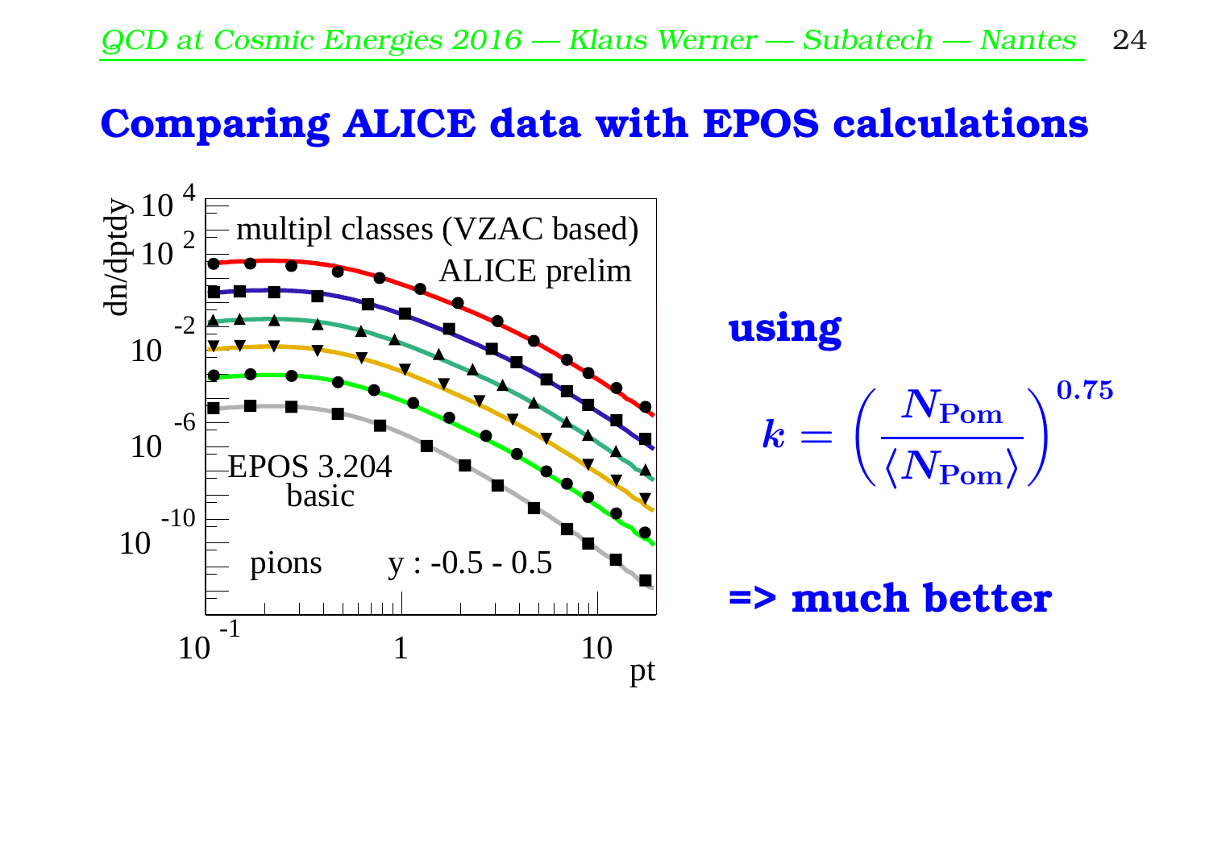# Comparing ALICE data with EPOS calculations

**using**

$$k = \left( \frac{N_{\mathrm{Pom}}}{\langle N_{\mathrm{Pom}} \rangle} \right)^{0.75}$$

**=> much better**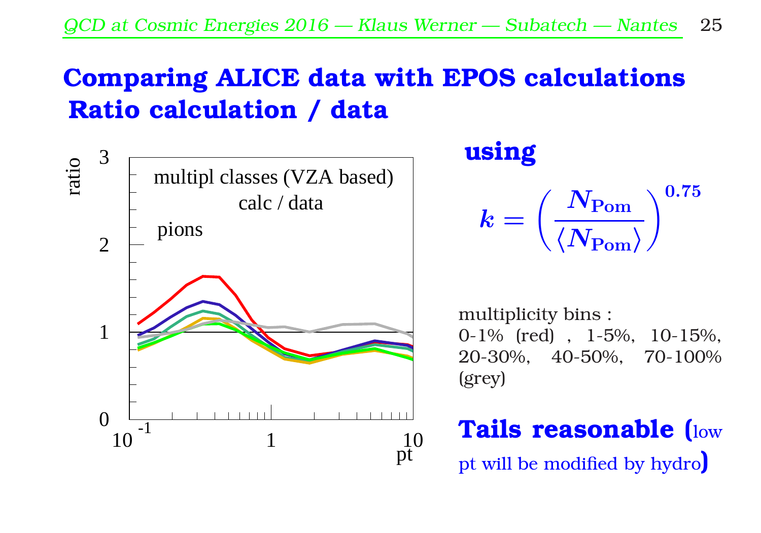# Comparing ALICE data with EPOS calculations
## Ratio calculation / data

**using**

$$k = \left(\frac{N_{\mathrm{Pom}}}{\langle N_{\mathrm{Pom}}\rangle}\right)^{0.75}$$

multiplicity bins : 0-1% (red) , 1-5%, 10-15%, 20-30%, 40-50%, 70-100% (grey)

**Tails reasonable (**low pt will be modified by hydro**)**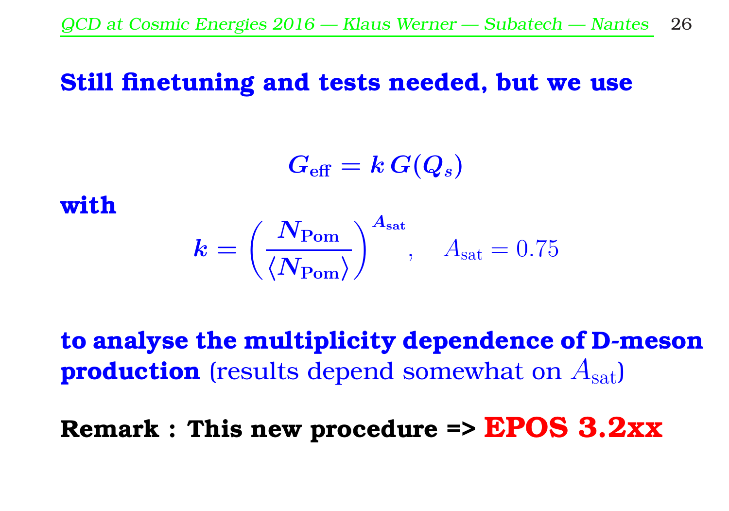## Still finetuning and tests needed, but we use

$$G_{\text{eff}} = k\,G(Q_s)$$

**with**

$$k = \left(\frac{N_{\text{Pom}}}{\langle N_{\text{Pom}}\rangle}\right)^{A_{\text{sat}}}, \quad A_{\text{sat}} = 0.75$$

**to analyse the multiplicity dependence of D-meson production** (results depend somewhat on $A_{\text{sat}}$)

**Remark : This new procedure => EPOS 3.2xx**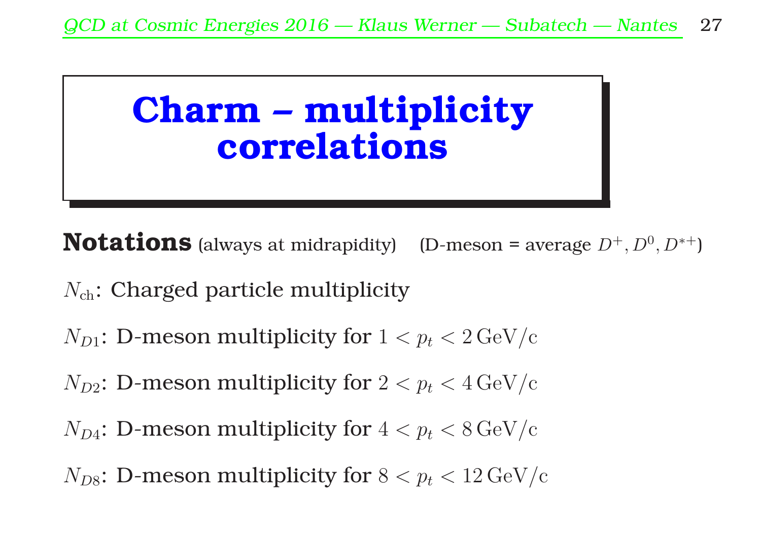# Charm – multiplicity correlations

**Notations** (always at midrapidity) (D-meson = average $D^+, D^0, D^{*+}$)

$N_{\mathrm{ch}}$: Charged particle multiplicity

$N_{D1}$: D-meson multiplicity for $1 < p_t < 2\,\mathrm{GeV/c}$

$N_{D2}$: D-meson multiplicity for $2 < p_t < 4\,\mathrm{GeV/c}$

$N_{D4}$: D-meson multiplicity for $4 < p_t < 8\,\mathrm{GeV/c}$

$N_{D8}$: D-meson multiplicity for $8 < p_t < 12\,\mathrm{GeV/c}$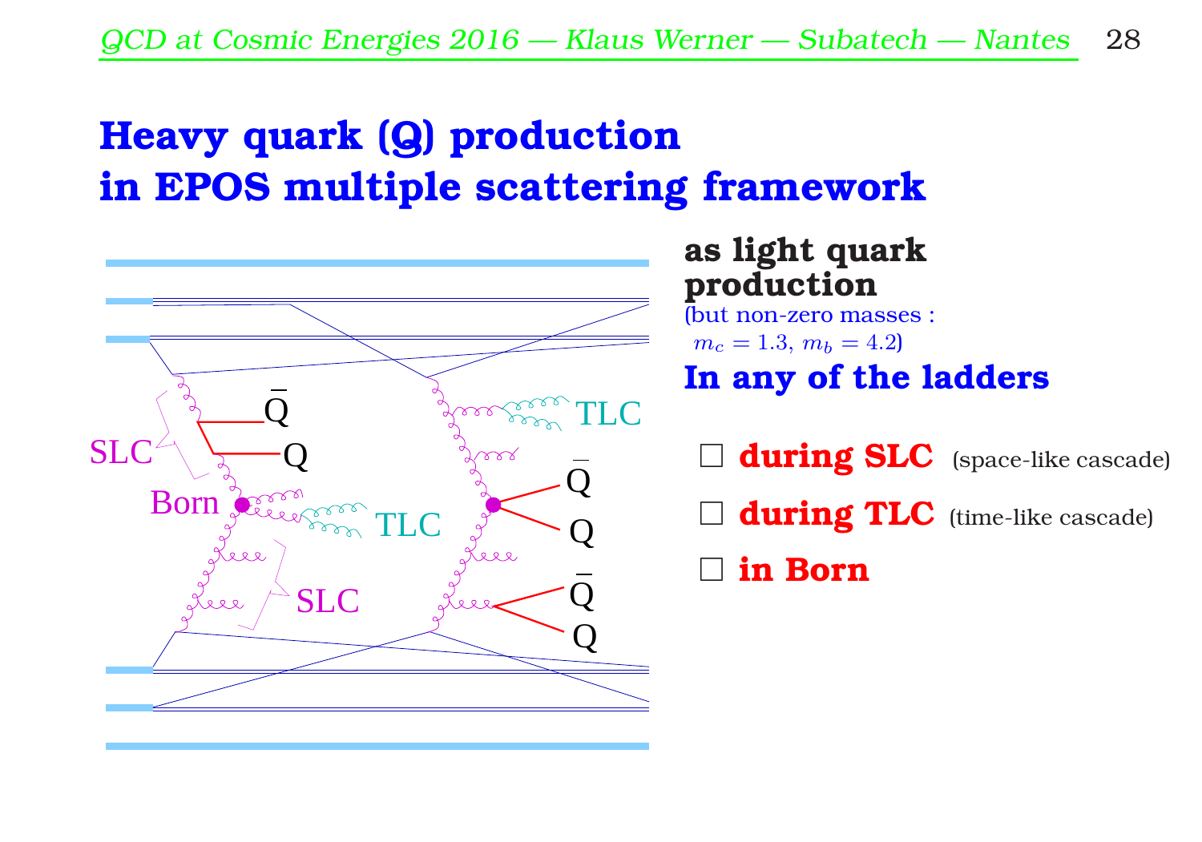# Heavy quark (Q) production in EPOS multiple scattering framework

**as light quark production**

(but non-zero masses : $m_c = 1.3$, $m_b = 4.2$)

**In any of the ladders**

- ☐ **during SLC** (space-like cascade)
- ☐ **during TLC** (time-like cascade)
- ☐ **in Born**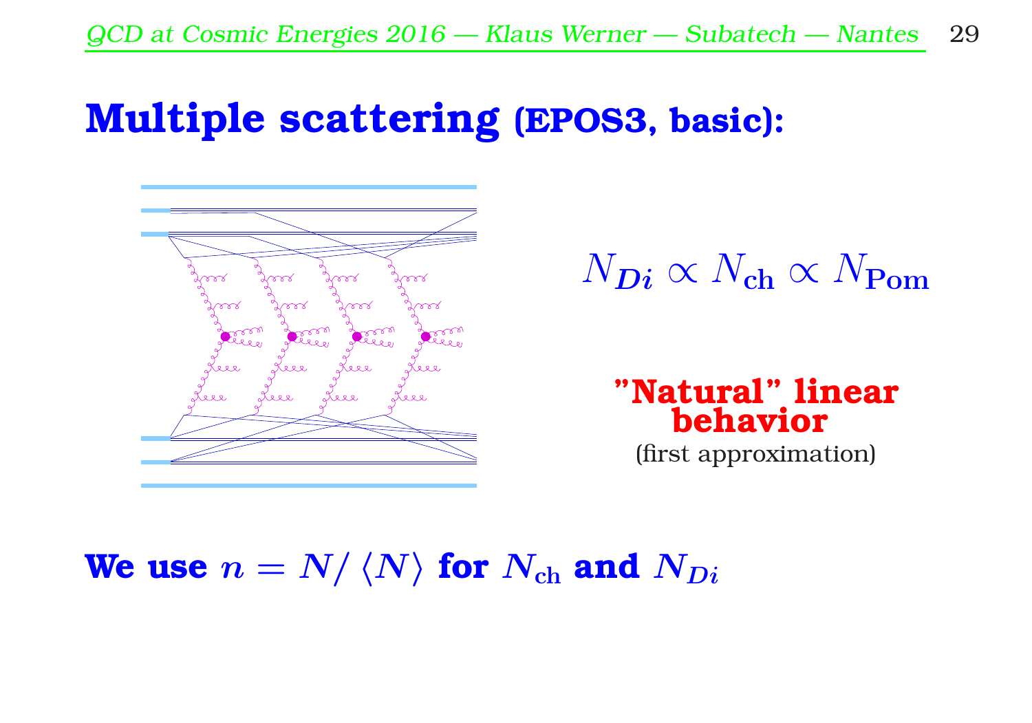# Multiple scattering (EPOS3, basic):

$$N_{Di} \propto N_{\mathrm{ch}} \propto N_{\mathrm{Pom}}$$

**"Natural" linear behavior**

(first approximation)

**We use $n = N/\langle N \rangle$ for $N_{\mathrm{ch}}$ and $N_{Di}$**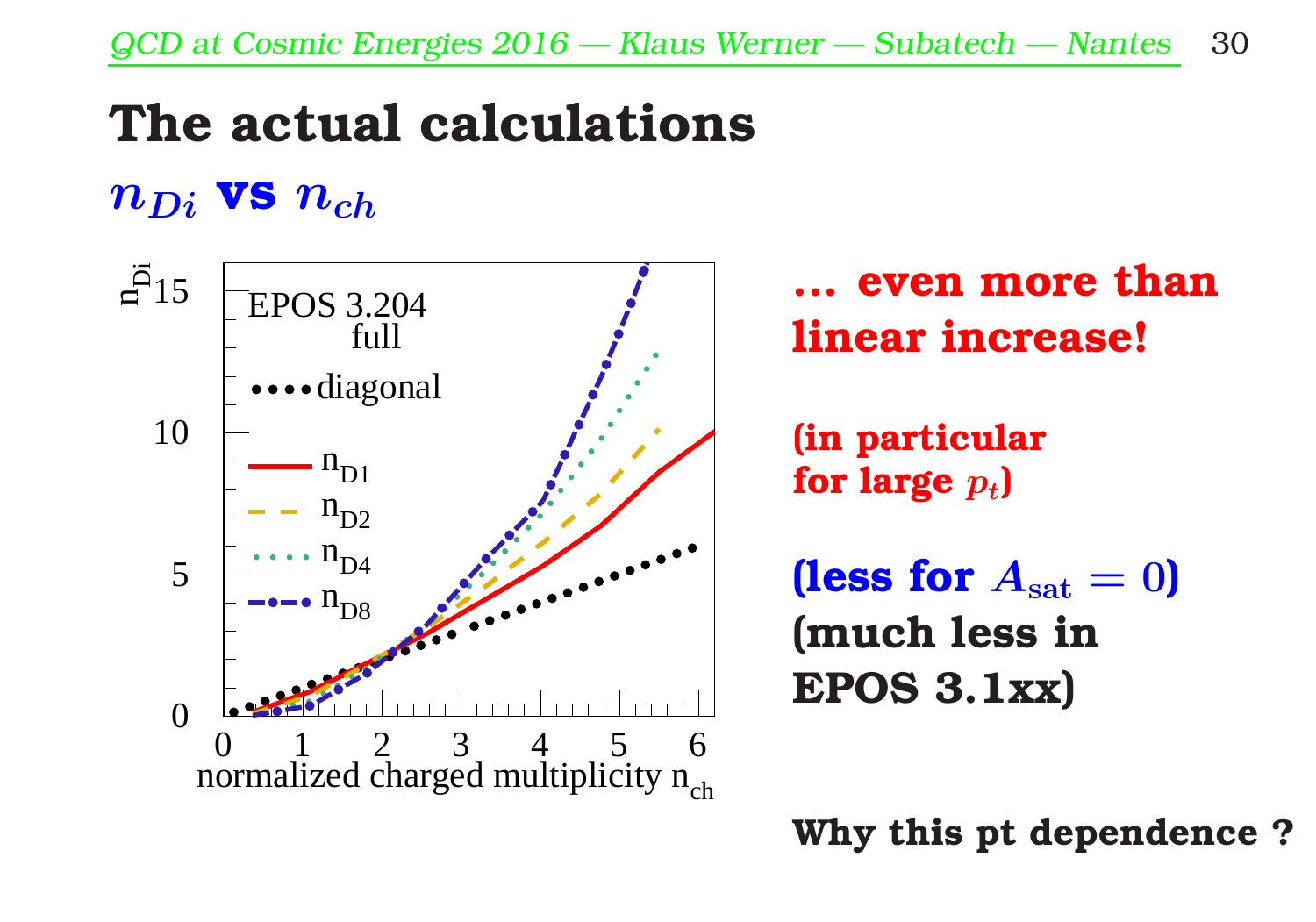# The actual calculations

## $n_{Di}$ vs $n_{ch}$

**... even more than linear increase!**

**(in particular for large $p_t$)**

**(less for $A_{\mathrm{sat}} = 0$)**
**(much less in EPOS 3.1xx)**

**Why this pt dependence ?**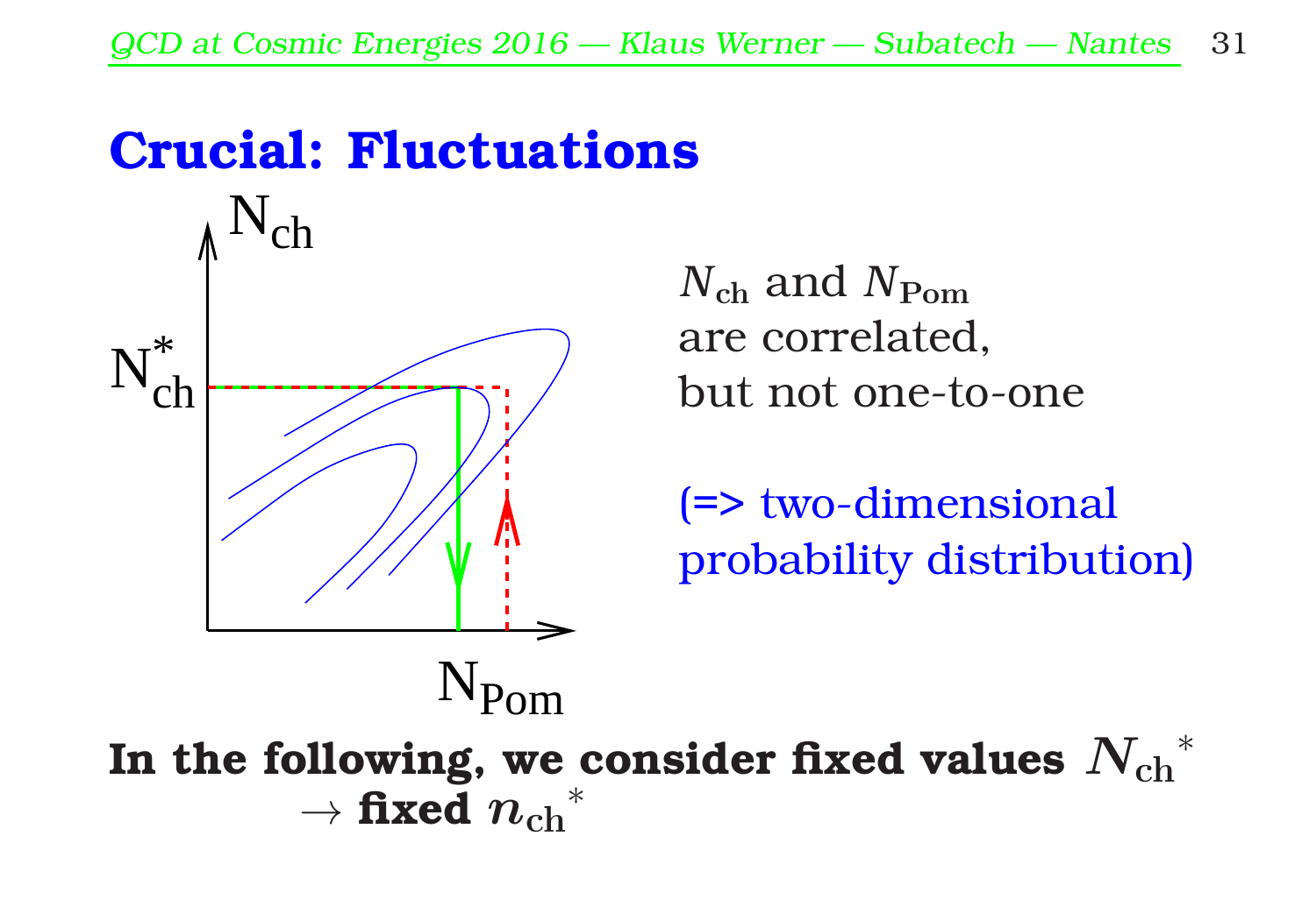# Crucial: Fluctuations

$N_{\rm ch}$ and $N_{\rm Pom}$ are correlated, but not one-to-one

(=> two-dimensional probability distribution)

**In the following, we consider fixed values $N_{\rm ch}{}^*$ $\rightarrow$ fixed $n_{\rm ch}{}^*$**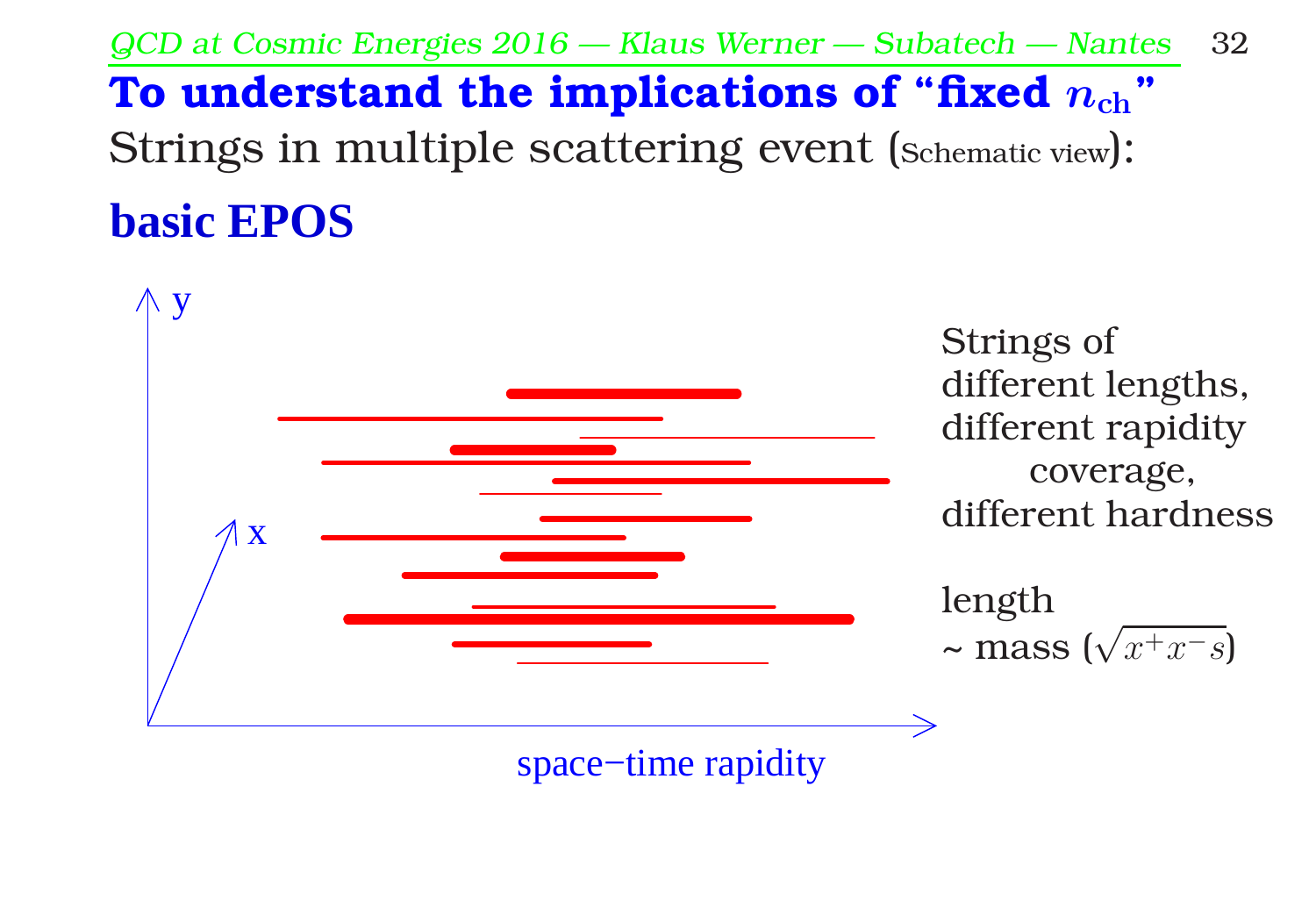# To understand the implications of "fixed $n_{\text{ch}}$"

Strings in multiple scattering event (Schematic view):

## basic EPOS

Strings of different lengths, different rapidity coverage, different hardness

length ~ mass ($\sqrt{x^+ x^- s}$)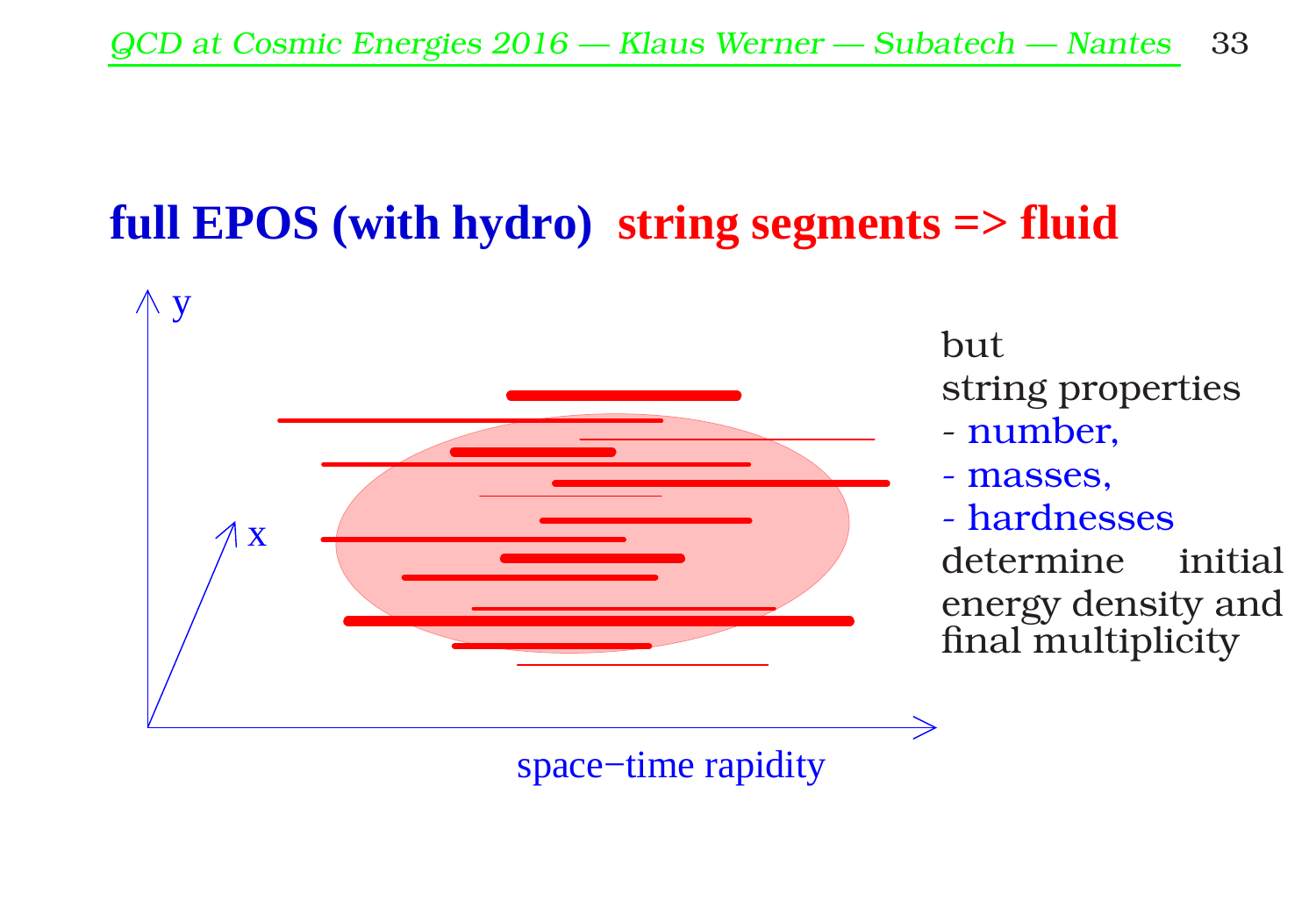# full EPOS (with hydro) string segments => fluid

y

x

space−time rapidity

but
string properties
- number,
- masses,
- hardnesses

determine initial energy density and final multiplicity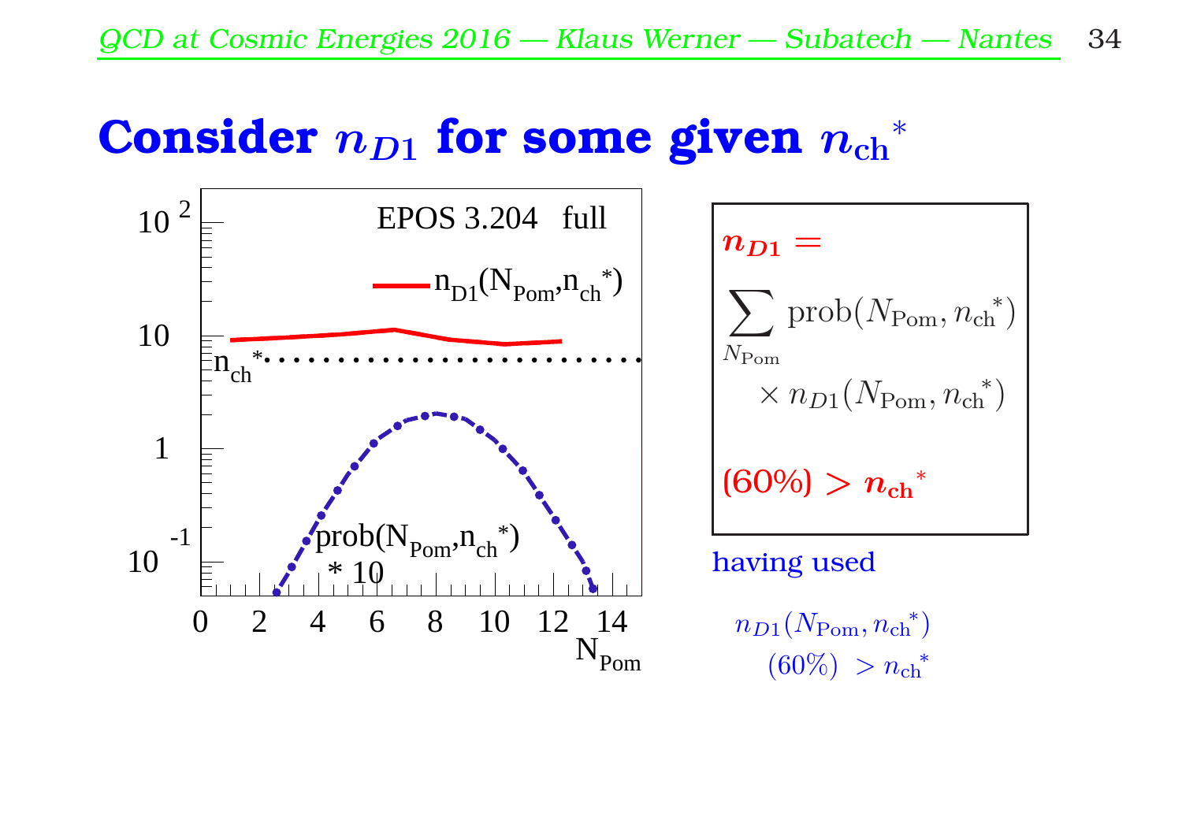# Consider $n_{D1}$ for some given $n_{\text{ch}}^*$

EPOS 3.204 full

$n_{D1}(N_{\text{Pom}}, n_{\text{ch}}^*)$

$n_{\text{ch}}^*$

prob($N_{\text{Pom}}, n_{\text{ch}}^*$) * 10

$N_{\text{Pom}}$

$$n_{D1} = \sum_{N_{\text{Pom}}} \text{prob}(N_{\text{Pom}}, n_{\text{ch}}^*) \times n_{D1}(N_{\text{Pom}}, n_{\text{ch}}^*)$$

(60%) $> n_{\text{ch}}^*$

having used

$n_{D1}(N_{\text{Pom}}, n_{\text{ch}}^*)$ (60%) $> n_{\text{ch}}^*$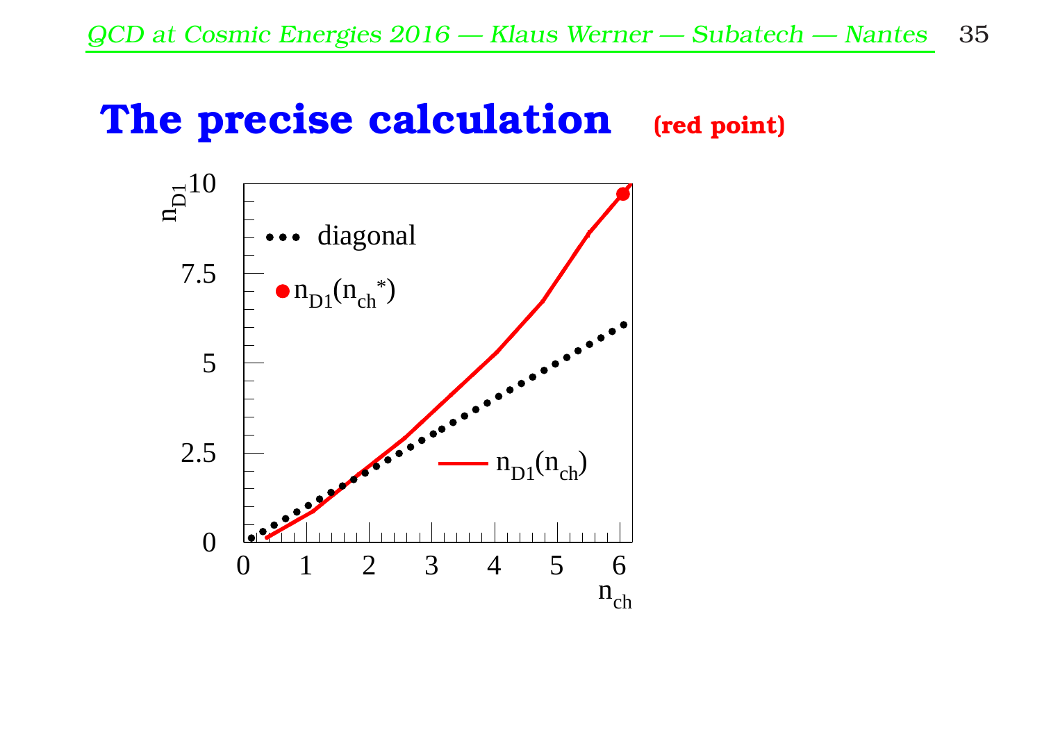# The precise calculation (red point)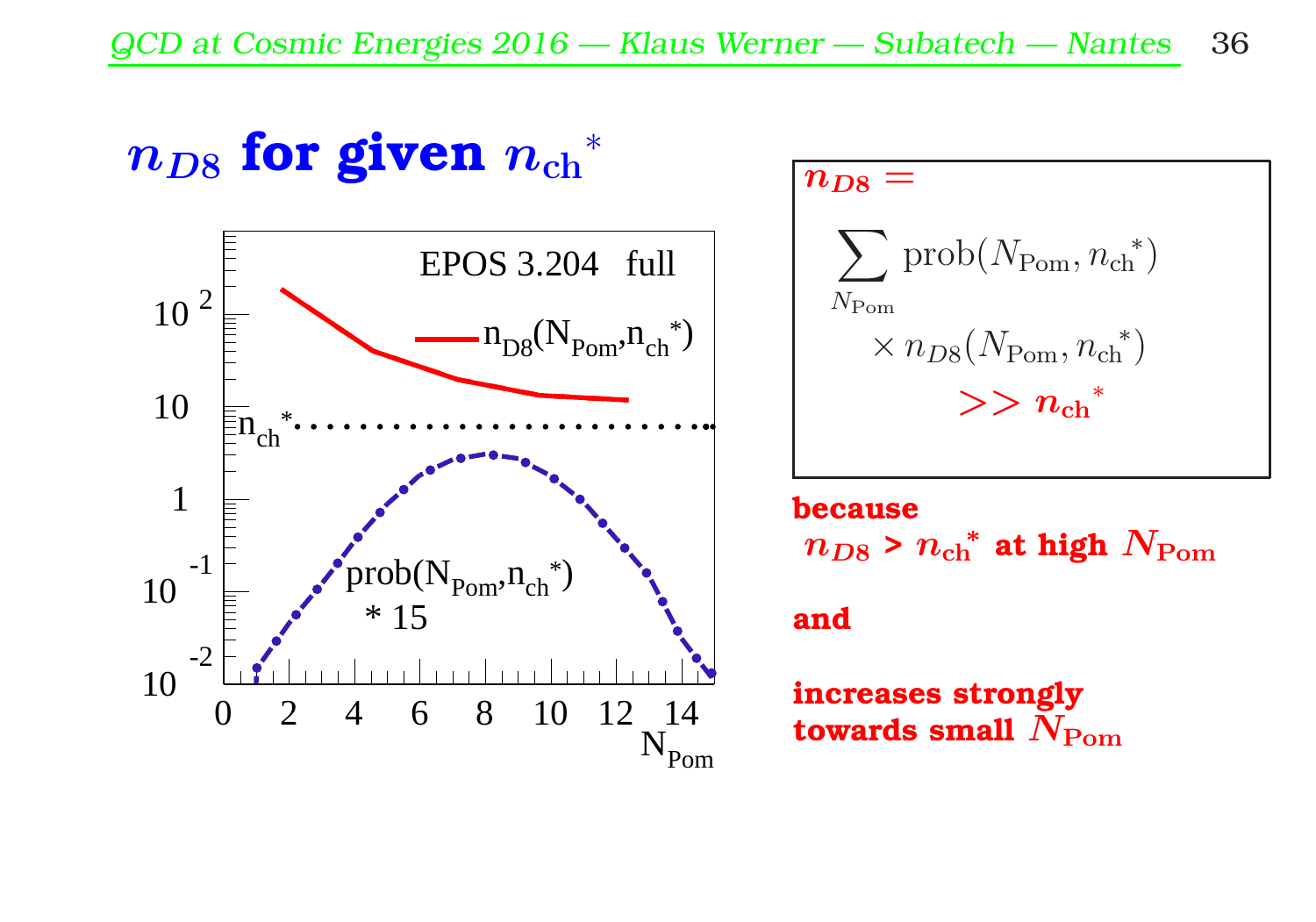# $n_{D8}$ for given $n_{\mathrm{ch}}{}^{*}$

EPOS 3.204 full

$n_{D8}(N_{\mathrm{Pom}}, n_{\mathrm{ch}}{}^{*})$

$n_{\mathrm{ch}}{}^{*}$

prob$(N_{\mathrm{Pom}}, n_{\mathrm{ch}}{}^{*})$ * 15

$N_{\mathrm{Pom}}$

$$n_{D8} = \sum_{N_{\mathrm{Pom}}} \mathrm{prob}(N_{\mathrm{Pom}}, n_{\mathrm{ch}}{}^{*}) \times n_{D8}(N_{\mathrm{Pom}}, n_{\mathrm{ch}}{}^{*}) >> n_{\mathrm{ch}}{}^{*}$$

**because**

**$n_{D8} > n_{\mathrm{ch}}{}^{*}$ at high $N_{\mathrm{Pom}}$**

**and**

**increases strongly towards small $N_{\mathrm{Pom}}$**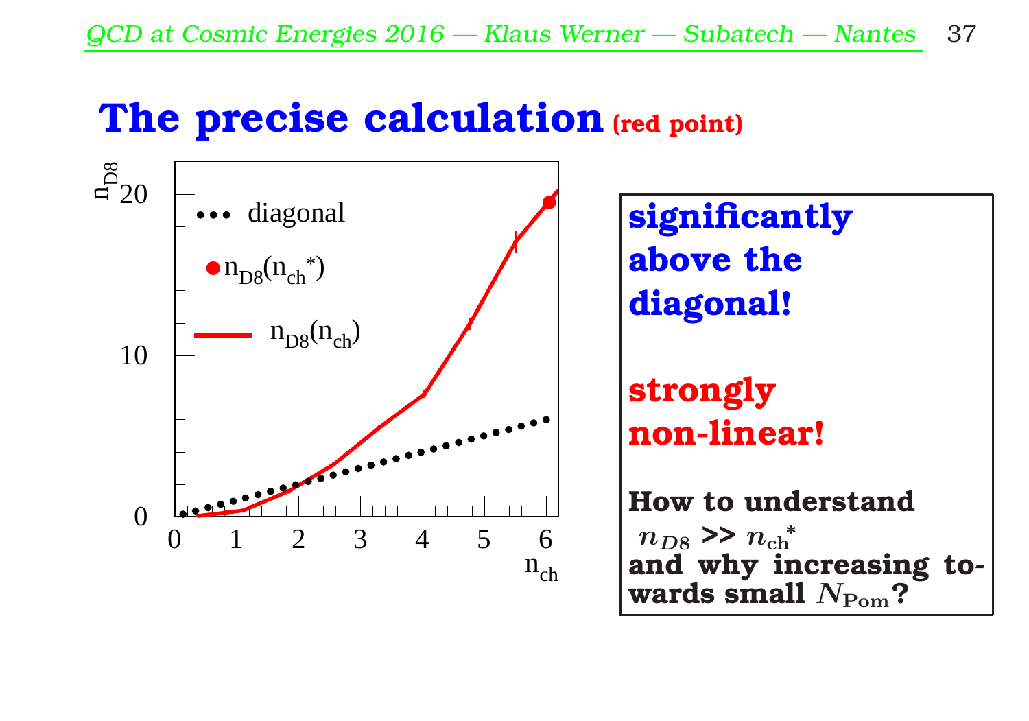# The precise calculation (red point)

**significantly above the diagonal!**

**strongly non-linear!**

**How to understand $n_{D8}$ >> $n_{\mathrm{ch}}^{*}$ and why increasing towards small $N_{\mathrm{Pom}}$?**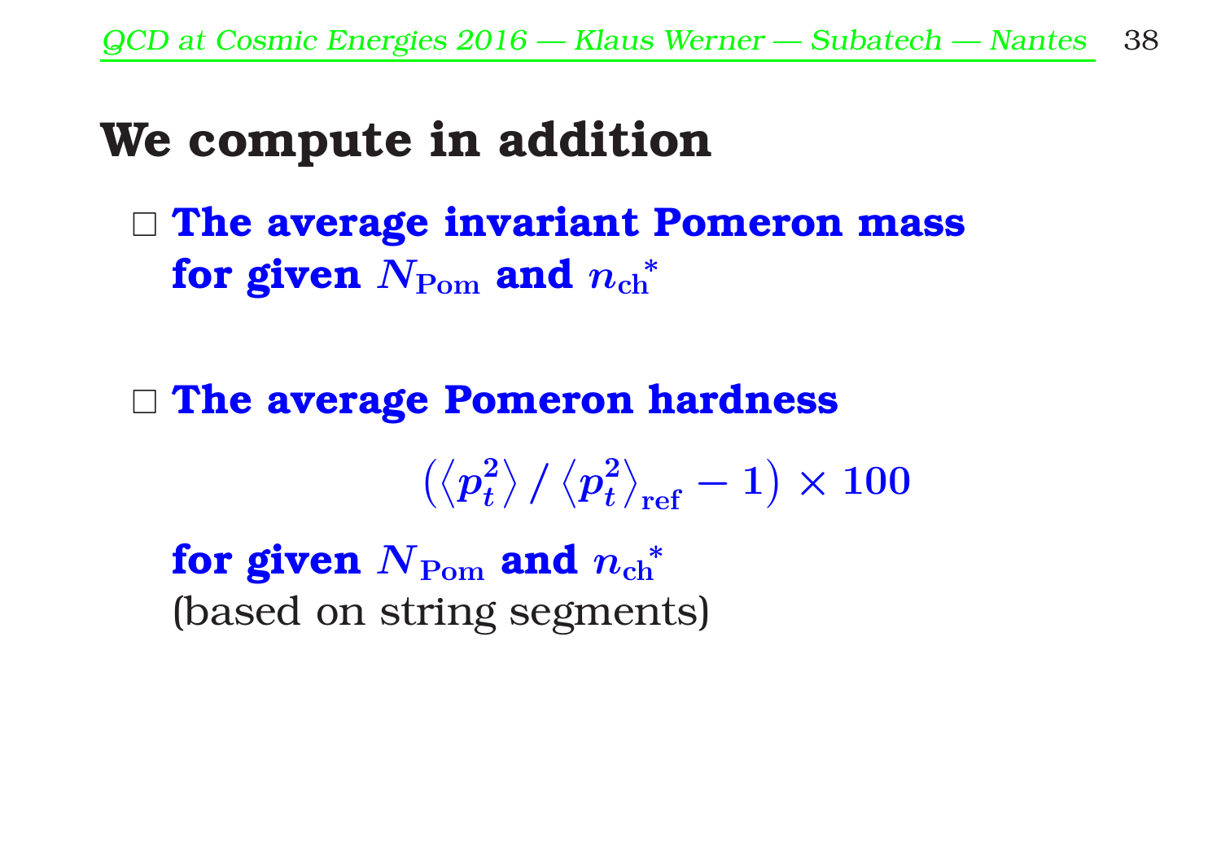# We compute in addition

- **The average invariant Pomeron mass for given $N_{\mathrm{Pom}}$ and $n_{\mathrm{ch}}{}^{*}$**

- **The average Pomeron hardness**

$$\left(\langle p_t^2\rangle \,/\, \langle p_t^2\rangle_{\mathrm{ref}} - 1\right) \times 100$$

  **for given $N_{\mathrm{Pom}}$ and $n_{\mathrm{ch}}{}^{*}$**
  (based on string segments)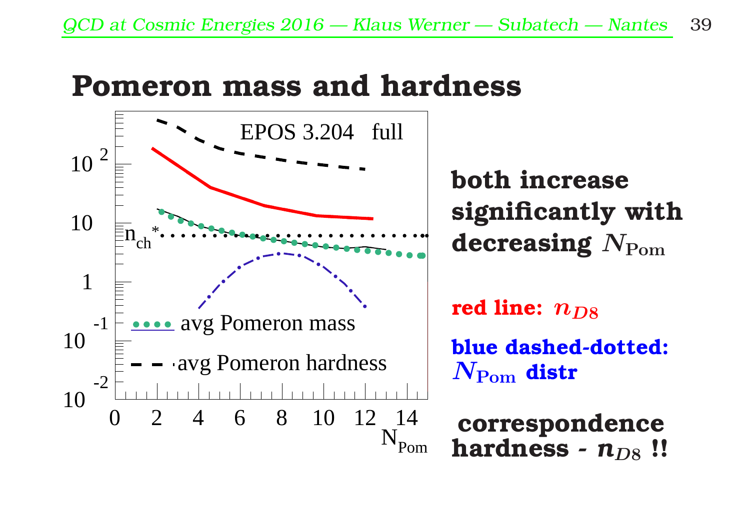# Pomeron mass and hardness

EPOS 3.204 full

$n_{ch}^*$

avg Pomeron mass

avg Pomeron hardness

$N_{Pom}$

**both increase significantly with decreasing $N_{\rm Pom}$**

**red line: $n_{D8}$**

**blue dashed-dotted: $N_{\rm Pom}$ distr**

**correspondence hardness - $n_{D8}$ !!**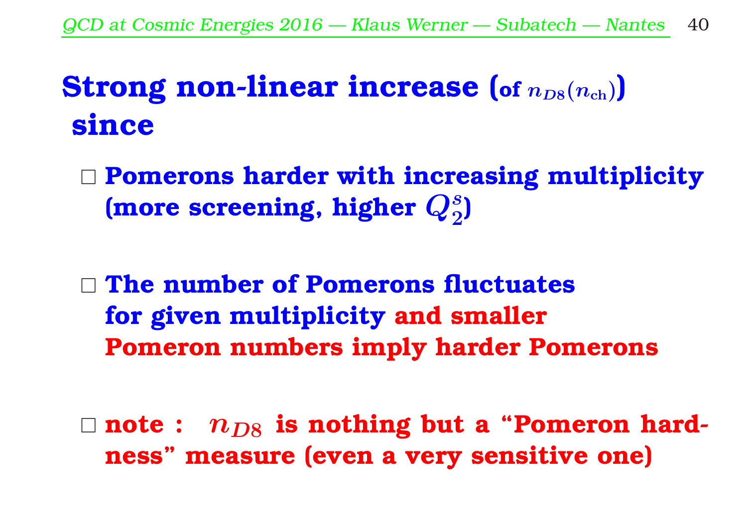# Strong non-linear increase (of $n_{D8}(n_{\mathrm{ch}})$) since

- **Pomerons harder with increasing multiplicity (more screening, higher $Q_2^s$)**

- **The number of Pomerons fluctuates for given multiplicity and smaller Pomeron numbers imply harder Pomerons**

- **note : $n_{D8}$ is nothing but a "Pomeron hardness" measure (even a very sensitive one)**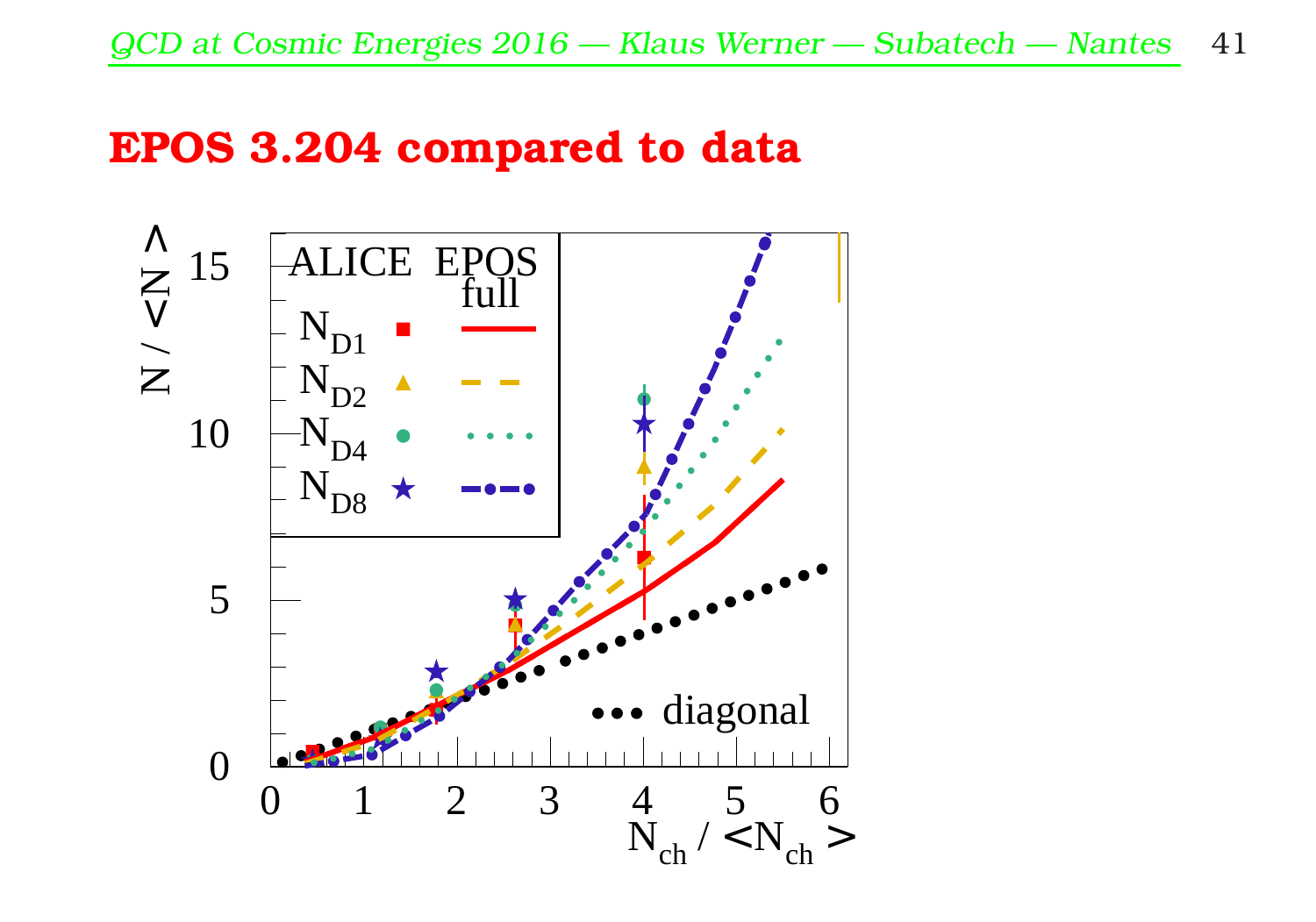# EPOS 3.204 compared to data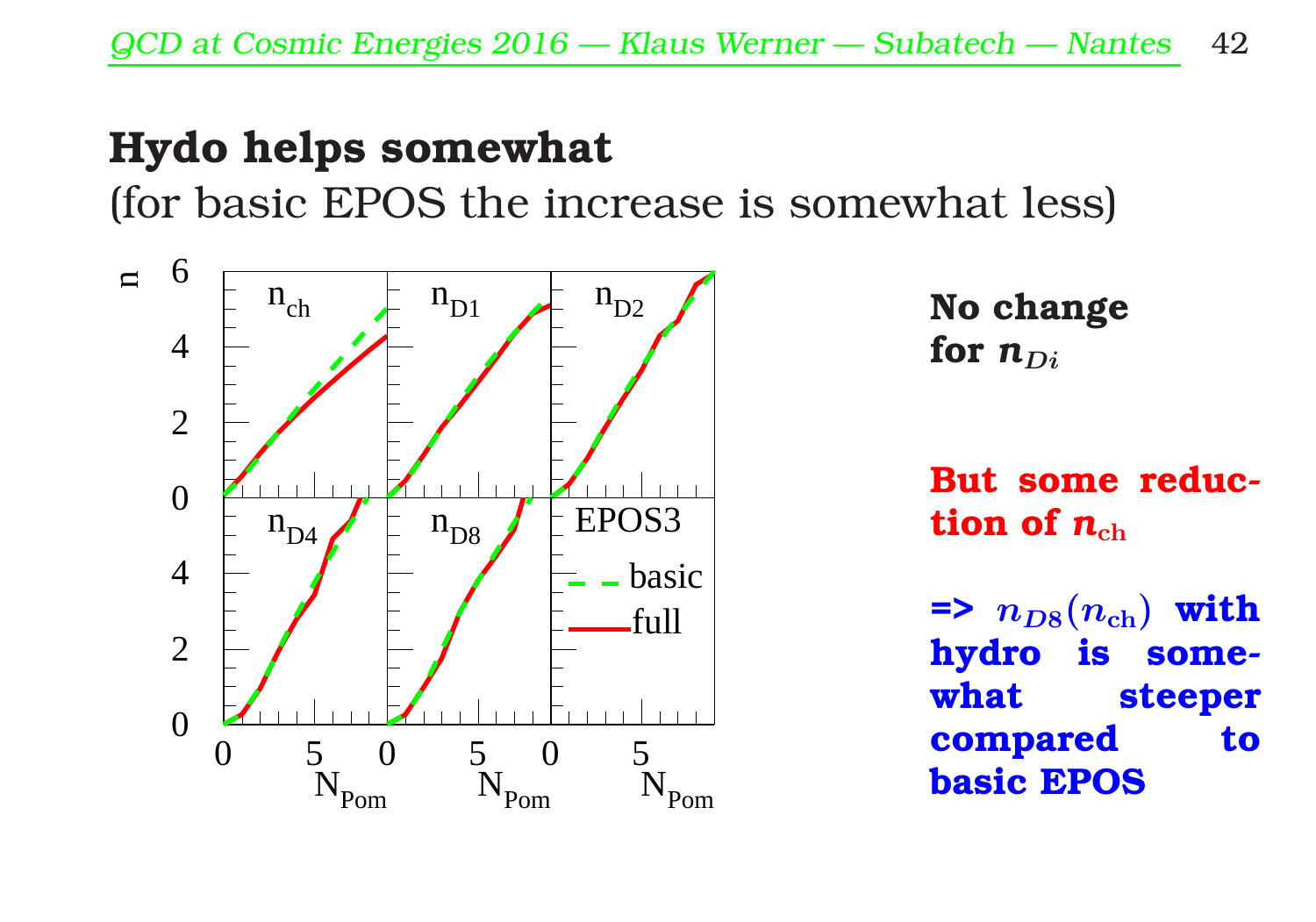# Hydo helps somewhat

(for basic EPOS the increase is somewhat less)

**No change for $n_{Di}$**

**But some reduction of $n_{\mathrm{ch}}$**

**=> $n_{D8}(n_{\mathrm{ch}})$ with hydro is somewhat steeper compared to basic EPOS**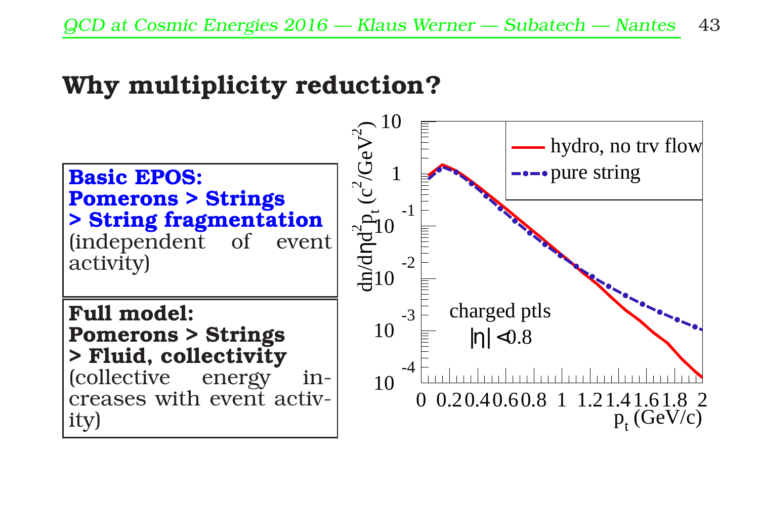## Why multiplicity reduction?

**Basic EPOS:**
**Pomerons > Strings**
**> String fragmentation**
(independent of event activity)

**Full model:**
**Pomerons > Strings**
**> Fluid, collectivity**
(collective energy increases with event activity)

$dn/d\eta d^2p_t$ ($c^2$/GeV$^2$)

- hydro, no trv flow
- pure string

charged ptls
$|\eta| < 0.8$

$p_t$ (GeV/c)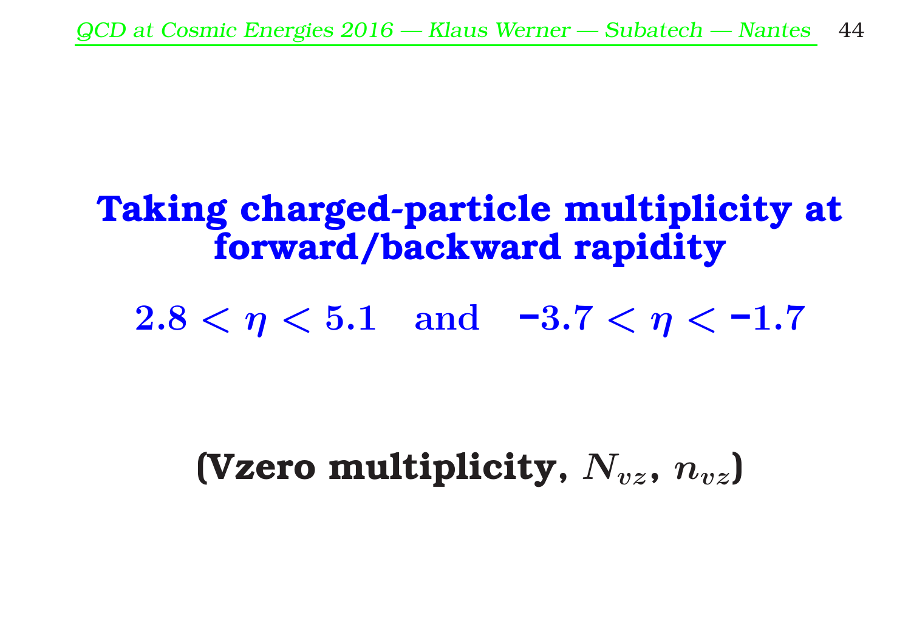## Taking charged-particle multiplicity at forward/backward rapidity

$$2.8 < \eta < 5.1 \quad \text{and} \quad -3.7 < \eta < -1.7$$

**(Vzero multiplicity, $N_{vz}$, $n_{vz}$)**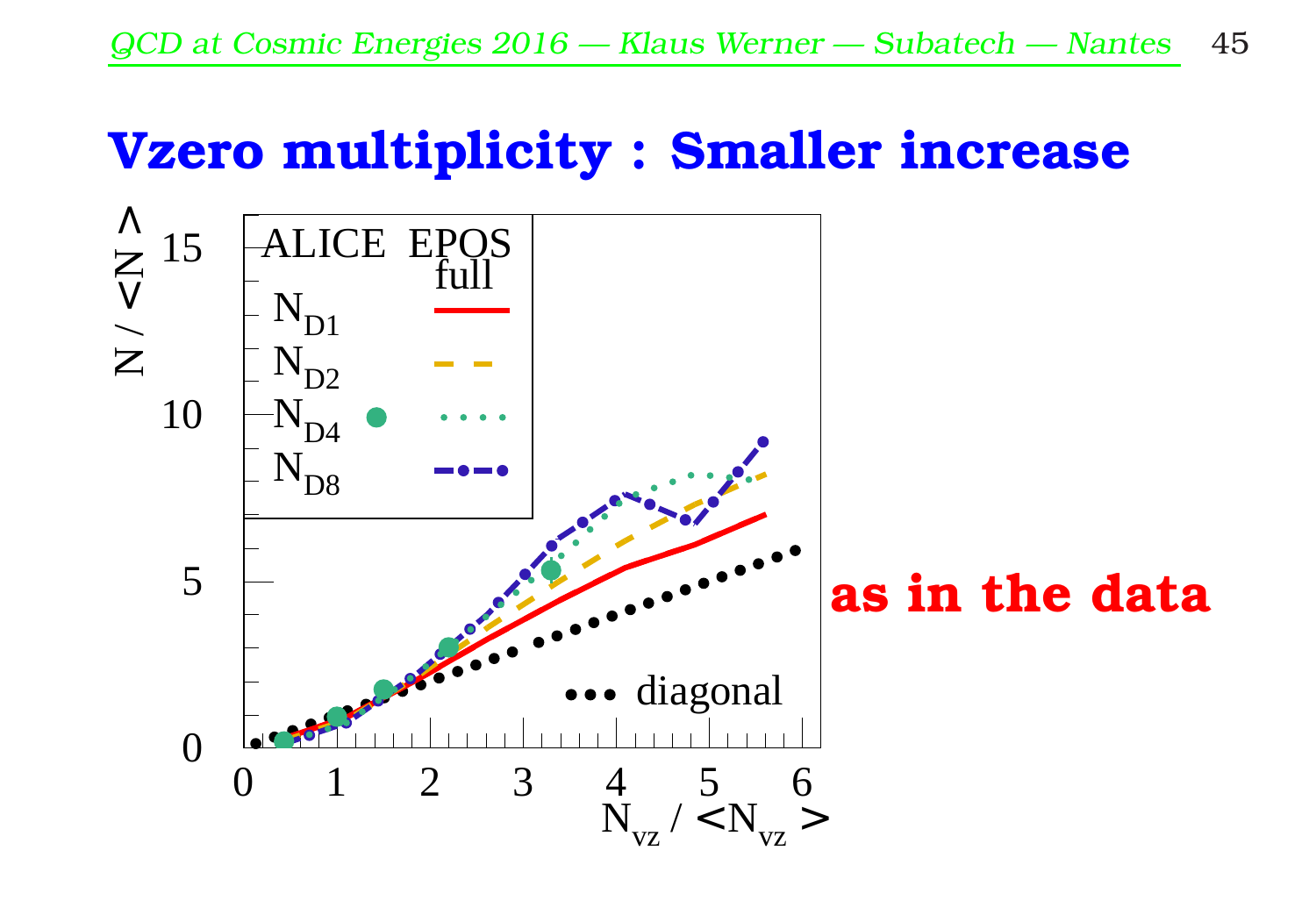# Vzero multiplicity : Smaller increase

**as in the data**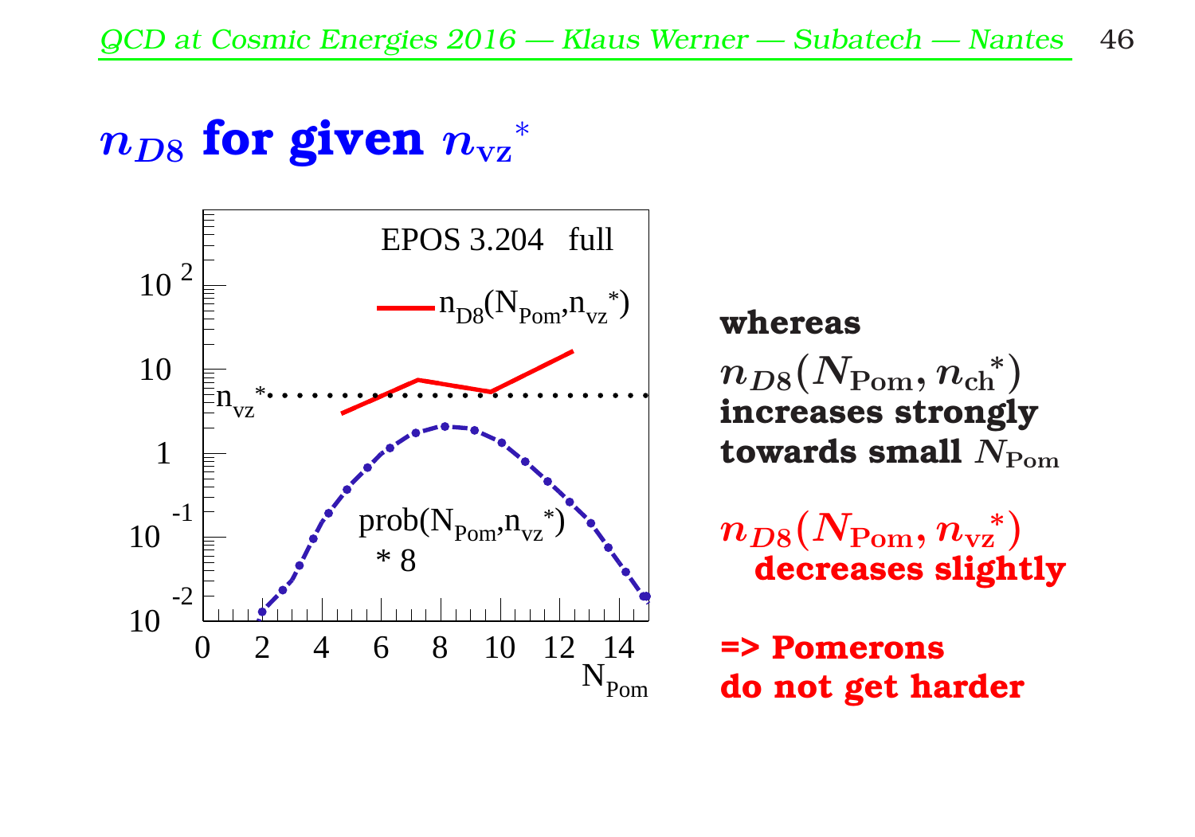# $n_{D8}$ for given $n_{vz}{}^{*}$

EPOS 3.204 full

$n_{D8}(N_{Pom}, n_{vz}{}^{*})$

$n_{vz}{}^{*}$

prob$(N_{Pom}, n_{vz}{}^{*})$ * 8

$N_{Pom}$

**whereas**

$n_{D8}(N_{Pom}, n_{ch}{}^{*})$ **increases strongly towards small** $N_{Pom}$

$n_{D8}(N_{Pom}, n_{vz}{}^{*})$ **decreases slightly**

**=> Pomerons do not get harder**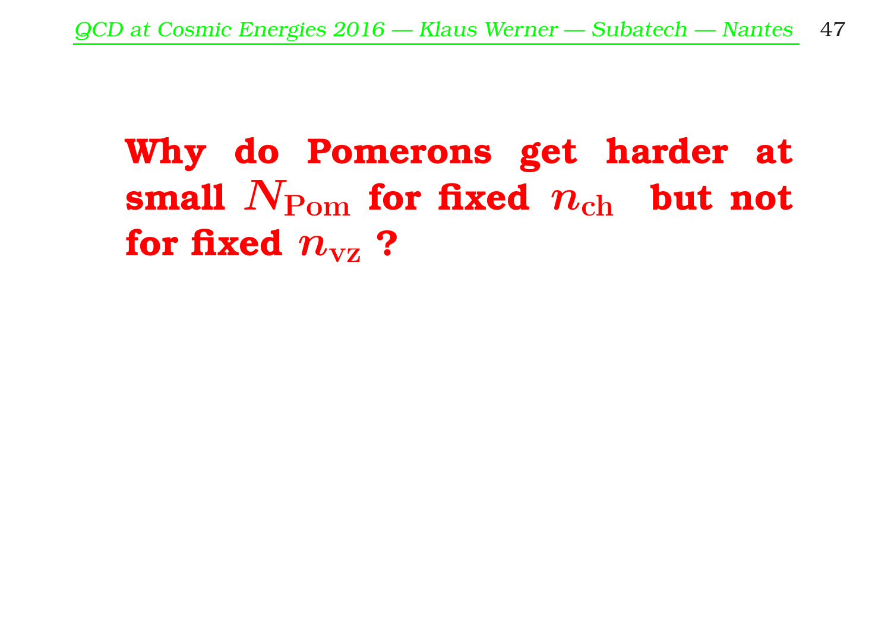# Why do Pomerons get harder at small $N_{\mathrm{Pom}}$ for fixed $n_{\mathrm{ch}}$ but not for fixed $n_{\mathrm{vz}}$ ?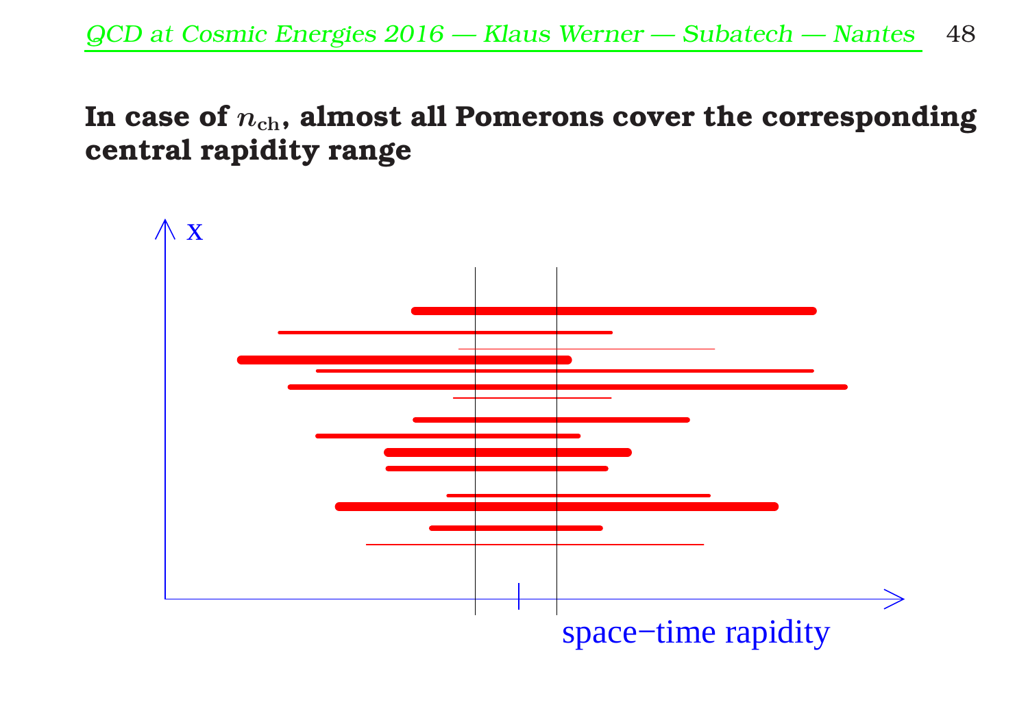**In case of $n_{\mathrm{ch}}$, almost all Pomerons cover the corresponding central rapidity range**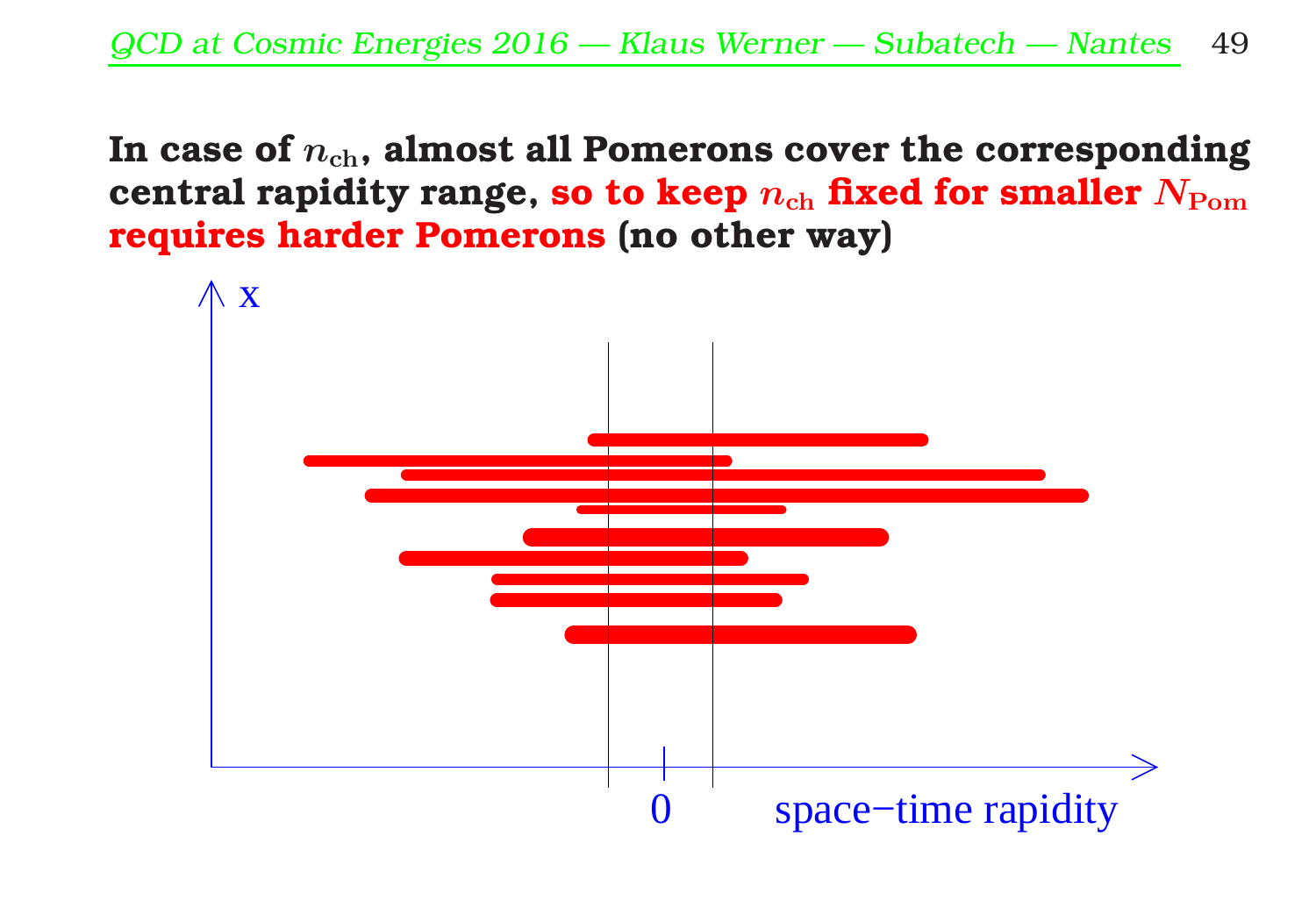**In case of $n_{\mathrm{ch}}$, almost all Pomerons cover the corresponding central rapidity range, so to keep $n_{\mathrm{ch}}$ fixed for smaller $N_{\mathrm{Pom}}$ requires harder Pomerons (no other way)**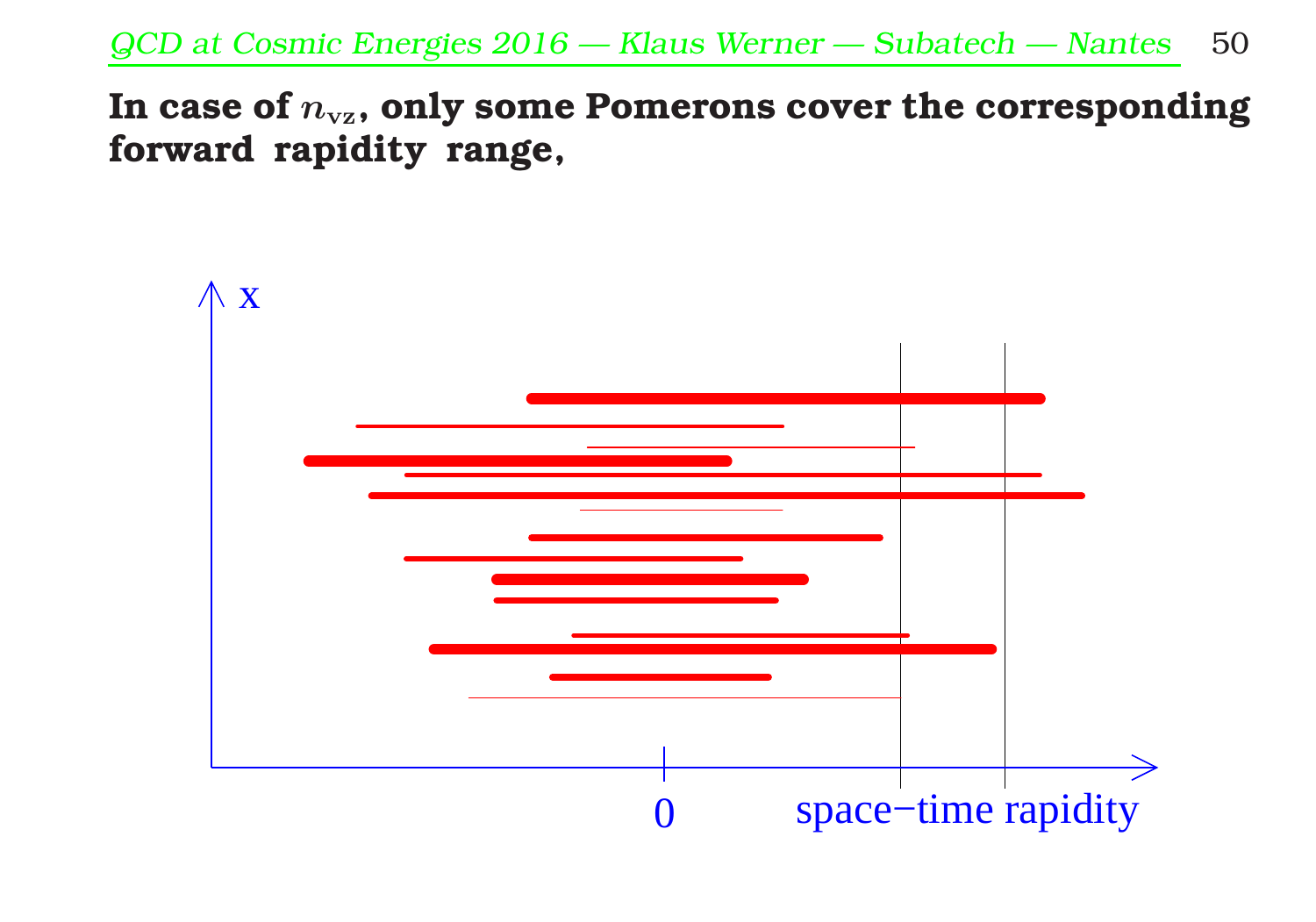**In case of $n_{\mathrm{vz}}$, only some Pomerons cover the corresponding forward rapidity range,**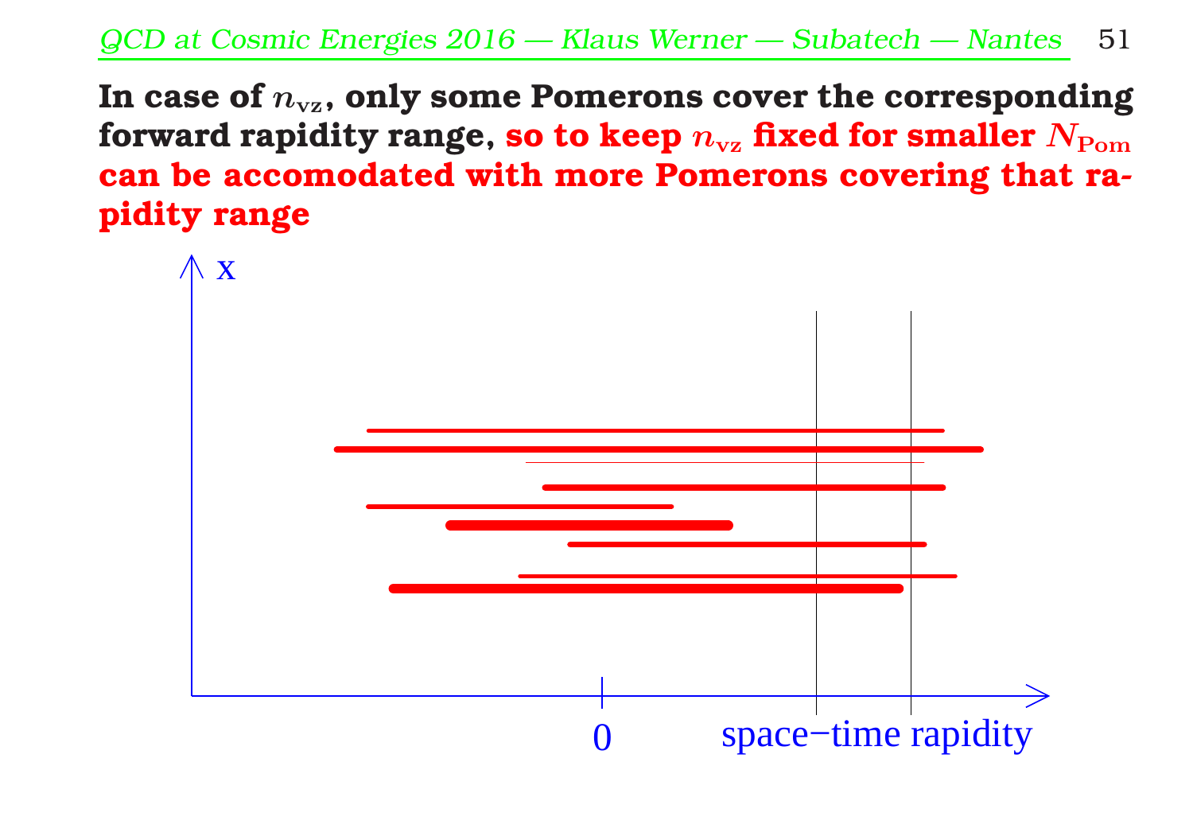**In case of $n_{vz}$, only some Pomerons cover the corresponding forward rapidity range, so to keep $n_{vz}$ fixed for smaller $N_{Pom}$ can be accomodated with more Pomerons covering that rapidity range**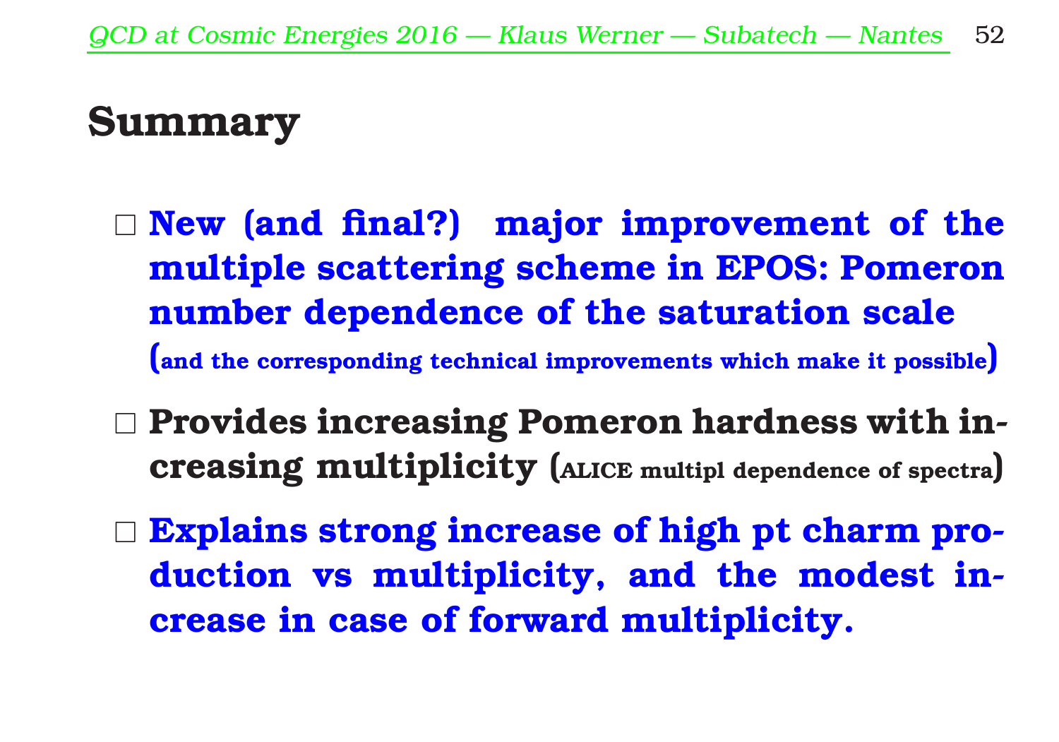# Summary

- **New (and final?) major improvement of the multiple scattering scheme in EPOS: Pomeron number dependence of the saturation scale** (**and the corresponding technical improvements which make it possible**)
- **Provides increasing Pomeron hardness with increasing multiplicity** (**ALICE multipl dependence of spectra**)
- **Explains strong increase of high pt charm production vs multiplicity, and the modest increase in case of forward multiplicity.**